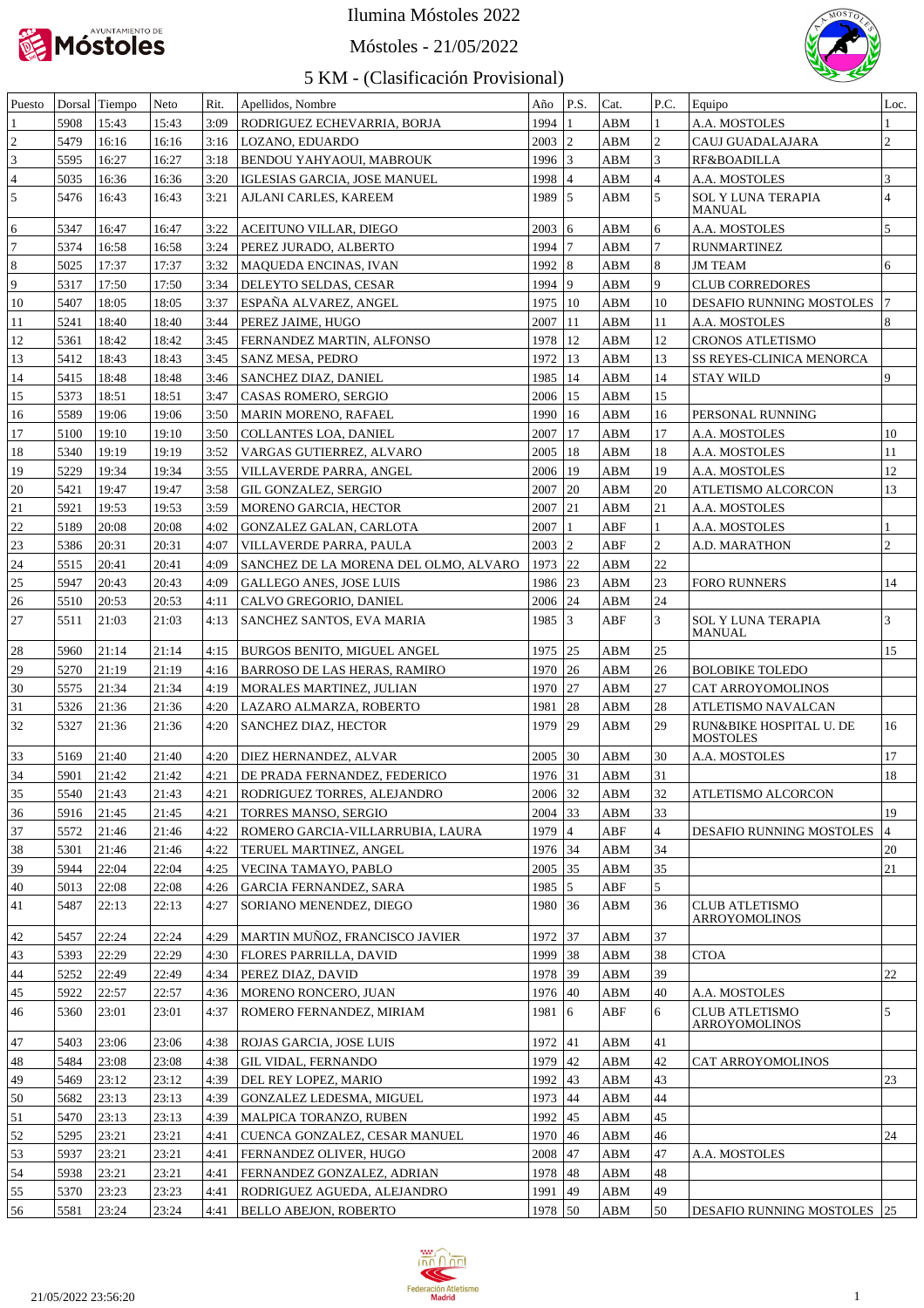# Ilumina Móstoles 2022

Móstoles - 21/05/2022

## 5 KM - (Clasificación Provisional)

| Puesto | Dorsal | Tiempo | Neto | Rit. | Apellidos, Nombre | Año | P.S. | Cat. | P.C. | Equipo | Loc. |
|---|---|---|---|---|---|---|---|---|---|---|---|
| 1 | 5908 | 15:43 | 15:43 | 3:09 | RODRIGUEZ ECHEVARRIA, BORJA | 1994 | 1 | ABM | 1 | A.A. MOSTOLES | 1 |
| 2 | 5479 | 16:16 | 16:16 | 3:16 | LOZANO, EDUARDO | 2003 | 2 | ABM | 2 | CAUJ GUADALAJARA | 2 |
| 3 | 5595 | 16:27 | 16:27 | 3:18 | BENDOU YAHYAOUI, MABROUK | 1996 | 3 | ABM | 3 | RF&BOADILLA | |
| 4 | 5035 | 16:36 | 16:36 | 3:20 | IGLESIAS GARCIA, JOSE MANUEL | 1998 | 4 | ABM | 4 | A.A. MOSTOLES | 3 |
| 5 | 5476 | 16:43 | 16:43 | 3:21 | AJLANI CARLES, KAREEM | 1989 | 5 | ABM | 5 | SOL Y LUNA TERAPIA MANUAL | 4 |
| 6 | 5347 | 16:47 | 16:47 | 3:22 | ACEITUNO VILLAR, DIEGO | 2003 | 6 | ABM | 6 | A.A. MOSTOLES | 5 |
| 7 | 5374 | 16:58 | 16:58 | 3:24 | PEREZ JURADO, ALBERTO | 1994 | 7 | ABM | 7 | RUNMARTINEZ | |
| 8 | 5025 | 17:37 | 17:37 | 3:32 | MAQUEDA ENCINAS, IVAN | 1992 | 8 | ABM | 8 | JM TEAM | 6 |
| 9 | 5317 | 17:50 | 17:50 | 3:34 | DELEYTO SELDAS, CESAR | 1994 | 9 | ABM | 9 | CLUB CORREDORES | |
| 10 | 5407 | 18:05 | 18:05 | 3:37 | ESPAÑA ALVAREZ, ANGEL | 1975 | 10 | ABM | 10 | DESAFIO RUNNING MOSTOLES | 7 |
| 11 | 5241 | 18:40 | 18:40 | 3:44 | PEREZ JAIME, HUGO | 2007 | 11 | ABM | 11 | A.A. MOSTOLES | 8 |
| 12 | 5361 | 18:42 | 18:42 | 3:45 | FERNANDEZ MARTIN, ALFONSO | 1978 | 12 | ABM | 12 | CRONOS ATLETISMO | |
| 13 | 5412 | 18:43 | 18:43 | 3:45 | SANZ MESA, PEDRO | 1972 | 13 | ABM | 13 | SS REYES-CLINICA MENORCA | |
| 14 | 5415 | 18:48 | 18:48 | 3:46 | SANCHEZ DIAZ, DANIEL | 1985 | 14 | ABM | 14 | STAY WILD | 9 |
| 15 | 5373 | 18:51 | 18:51 | 3:47 | CASAS ROMERO, SERGIO | 2006 | 15 | ABM | 15 | | |
| 16 | 5589 | 19:06 | 19:06 | 3:50 | MARIN MORENO, RAFAEL | 1990 | 16 | ABM | 16 | PERSONAL RUNNING | |
| 17 | 5100 | 19:10 | 19:10 | 3:50 | COLLANTES LOA, DANIEL | 2007 | 17 | ABM | 17 | A.A. MOSTOLES | 10 |
| 18 | 5340 | 19:19 | 19:19 | 3:52 | VARGAS GUTIERREZ, ALVARO | 2005 | 18 | ABM | 18 | A.A. MOSTOLES | 11 |
| 19 | 5229 | 19:34 | 19:34 | 3:55 | VILLAVERDE PARRA, ANGEL | 2006 | 19 | ABM | 19 | A.A. MOSTOLES | 12 |
| 20 | 5421 | 19:47 | 19:47 | 3:58 | GIL GONZALEZ, SERGIO | 2007 | 20 | ABM | 20 | ATLETISMO ALCORCON | 13 |
| 21 | 5921 | 19:53 | 19:53 | 3:59 | MORENO GARCIA, HECTOR | 2007 | 21 | ABM | 21 | A.A. MOSTOLES | |
| 22 | 5189 | 20:08 | 20:08 | 4:02 | GONZALEZ GALAN, CARLOTA | 2007 | 1 | ABF | 1 | A.A. MOSTOLES | 1 |
| 23 | 5386 | 20:31 | 20:31 | 4:07 | VILLAVERDE PARRA, PAULA | 2003 | 2 | ABF | 2 | A.D. MARATHON | 2 |
| 24 | 5515 | 20:41 | 20:41 | 4:09 | SANCHEZ DE LA MORENA DEL OLMO, ALVARO | 1973 | 22 | ABM | 22 | | |
| 25 | 5947 | 20:43 | 20:43 | 4:09 | GALLEGO ANES, JOSE LUIS | 1986 | 23 | ABM | 23 | FORO RUNNERS | 14 |
| 26 | 5510 | 20:53 | 20:53 | 4:11 | CALVO GREGORIO, DANIEL | 2006 | 24 | ABM | 24 | | |
| 27 | 5511 | 21:03 | 21:03 | 4:13 | SANCHEZ SANTOS, EVA MARIA | 1985 | 3 | ABF | 3 | SOL Y LUNA TERAPIA MANUAL | 3 |
| 28 | 5960 | 21:14 | 21:14 | 4:15 | BURGOS BENITO, MIGUEL ANGEL | 1975 | 25 | ABM | 25 | | 15 |
| 29 | 5270 | 21:19 | 21:19 | 4:16 | BARROSO DE LAS HERAS, RAMIRO | 1970 | 26 | ABM | 26 | BOLOBIKE TOLEDO | |
| 30 | 5575 | 21:34 | 21:34 | 4:19 | MORALES MARTINEZ, JULIAN | 1970 | 27 | ABM | 27 | CAT ARROYOMOLINOS | |
| 31 | 5326 | 21:36 | 21:36 | 4:20 | LAZARO ALMARZA, ROBERTO | 1981 | 28 | ABM | 28 | ATLETISMO NAVALCAN | |
| 32 | 5327 | 21:36 | 21:36 | 4:20 | SANCHEZ DIAZ, HECTOR | 1979 | 29 | ABM | 29 | RUN&BIKE HOSPITAL U. DE MOSTOLES | 16 |
| 33 | 5169 | 21:40 | 21:40 | 4:20 | DIEZ HERNANDEZ, ALVAR | 2005 | 30 | ABM | 30 | A.A. MOSTOLES | 17 |
| 34 | 5901 | 21:42 | 21:42 | 4:21 | DE PRADA FERNANDEZ, FEDERICO | 1976 | 31 | ABM | 31 | | 18 |
| 35 | 5540 | 21:43 | 21:43 | 4:21 | RODRIGUEZ TORRES, ALEJANDRO | 2006 | 32 | ABM | 32 | ATLETISMO ALCORCON | |
| 36 | 5916 | 21:45 | 21:45 | 4:21 | TORRES MANSO, SERGIO | 2004 | 33 | ABM | 33 | | 19 |
| 37 | 5572 | 21:46 | 21:46 | 4:22 | ROMERO GARCIA-VILLARRUBIA, LAURA | 1979 | 4 | ABF | 4 | DESAFIO RUNNING MOSTOLES | 4 |
| 38 | 5301 | 21:46 | 21:46 | 4:22 | TERUEL MARTINEZ, ANGEL | 1976 | 34 | ABM | 34 | | 20 |
| 39 | 5944 | 22:04 | 22:04 | 4:25 | VECINA TAMAYO, PABLO | 2005 | 35 | ABM | 35 | | 21 |
| 40 | 5013 | 22:08 | 22:08 | 4:26 | GARCIA FERNANDEZ, SARA | 1985 | 5 | ABF | 5 | | |
| 41 | 5487 | 22:13 | 22:13 | 4:27 | SORIANO MENENDEZ, DIEGO | 1980 | 36 | ABM | 36 | CLUB ATLETISMO ARROYOMOLINOS | |
| 42 | 5457 | 22:24 | 22:24 | 4:29 | MARTIN MUÑOZ, FRANCISCO JAVIER | 1972 | 37 | ABM | 37 | | |
| 43 | 5393 | 22:29 | 22:29 | 4:30 | FLORES PARRILLA, DAVID | 1999 | 38 | ABM | 38 | CTOA | |
| 44 | 5252 | 22:49 | 22:49 | 4:34 | PEREZ DIAZ, DAVID | 1978 | 39 | ABM | 39 | | 22 |
| 45 | 5922 | 22:57 | 22:57 | 4:36 | MORENO RONCERO, JUAN | 1976 | 40 | ABM | 40 | A.A. MOSTOLES | |
| 46 | 5360 | 23:01 | 23:01 | 4:37 | ROMERO FERNANDEZ, MIRIAM | 1981 | 6 | ABF | 6 | CLUB ATLETISMO ARROYOMOLINOS | 5 |
| 47 | 5403 | 23:06 | 23:06 | 4:38 | ROJAS GARCIA, JOSE LUIS | 1972 | 41 | ABM | 41 | | |
| 48 | 5484 | 23:08 | 23:08 | 4:38 | GIL VIDAL, FERNANDO | 1979 | 42 | ABM | 42 | CAT ARROYOMOLINOS | |
| 49 | 5469 | 23:12 | 23:12 | 4:39 | DEL REY LOPEZ, MARIO | 1992 | 43 | ABM | 43 | | 23 |
| 50 | 5682 | 23:13 | 23:13 | 4:39 | GONZALEZ LEDESMA, MIGUEL | 1973 | 44 | ABM | 44 | | |
| 51 | 5470 | 23:13 | 23:13 | 4:39 | MALPICA TORANZO, RUBEN | 1992 | 45 | ABM | 45 | | |
| 52 | 5295 | 23:21 | 23:21 | 4:41 | CUENCA GONZALEZ, CESAR MANUEL | 1970 | 46 | ABM | 46 | | 24 |
| 53 | 5937 | 23:21 | 23:21 | 4:41 | FERNANDEZ OLIVER, HUGO | 2008 | 47 | ABM | 47 | A.A. MOSTOLES | |
| 54 | 5938 | 23:21 | 23:21 | 4:41 | FERNANDEZ GONZALEZ, ADRIAN | 1978 | 48 | ABM | 48 | | |
| 55 | 5370 | 23:23 | 23:23 | 4:41 | RODRIGUEZ AGUEDA, ALEJANDRO | 1991 | 49 | ABM | 49 | | |
| 56 | 5581 | 23:24 | 23:24 | 4:41 | BELLO ABEJON, ROBERTO | 1978 | 50 | ABM | 50 | DESAFIO RUNNING MOSTOLES | 25 |

21/05/2022 23:56:20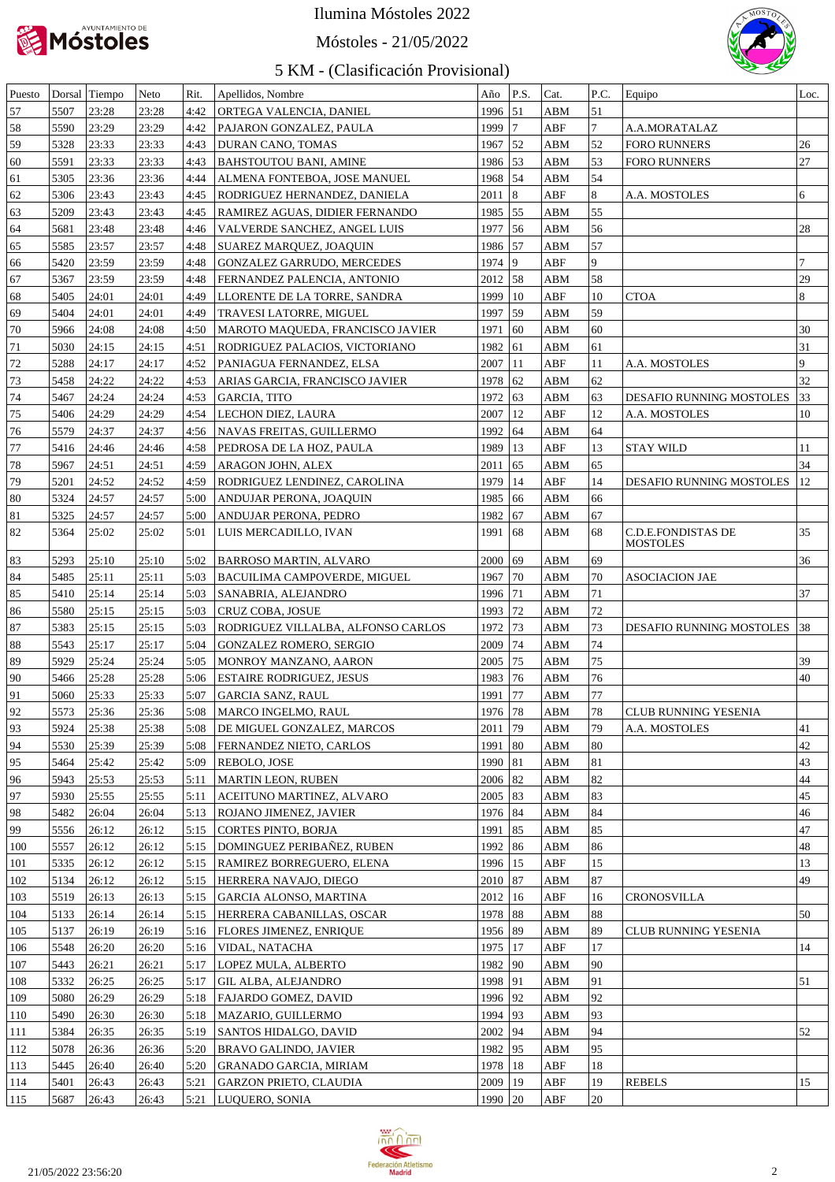# Ilumina Móstoles 2022

## Móstoles - 21/05/2022

## 5 KM - (Clasificación Provisional)

| Puesto | Dorsal | Tiempo | Neto | Rit. | Apellidos, Nombre | Año | P.S. | Cat. | P.C. | Equipo | Loc. |
|---|---|---|---|---|---|---|---|---|---|---|---|
| 57 | 5507 | 23:28 | 23:28 | 4:42 | ORTEGA VALENCIA, DANIEL | 1996 | 51 | ABM | 51 | | |
| 58 | 5590 | 23:29 | 23:29 | 4:42 | PAJARON GONZALEZ, PAULA | 1999 | 7 | ABF | 7 | A.A.MORATALAZ | |
| 59 | 5328 | 23:33 | 23:33 | 4:43 | DURAN CANO, TOMAS | 1967 | 52 | ABM | 52 | FORO RUNNERS | 26 |
| 60 | 5591 | 23:33 | 23:33 | 4:43 | BAHSTOUTOU BANI, AMINE | 1986 | 53 | ABM | 53 | FORO RUNNERS | 27 |
| 61 | 5305 | 23:36 | 23:36 | 4:44 | ALMENA FONTEBOA, JOSE MANUEL | 1968 | 54 | ABM | 54 | | |
| 62 | 5306 | 23:43 | 23:43 | 4:45 | RODRIGUEZ HERNANDEZ, DANIELA | 2011 | 8 | ABF | 8 | A.A. MOSTOLES | 6 |
| 63 | 5209 | 23:43 | 23:43 | 4:45 | RAMIREZ AGUAS, DIDIER FERNANDO | 1985 | 55 | ABM | 55 | | |
| 64 | 5681 | 23:48 | 23:48 | 4:46 | VALVERDE SANCHEZ, ANGEL LUIS | 1977 | 56 | ABM | 56 | | 28 |
| 65 | 5585 | 23:57 | 23:57 | 4:48 | SUAREZ MARQUEZ, JOAQUIN | 1986 | 57 | ABM | 57 | | |
| 66 | 5420 | 23:59 | 23:59 | 4:48 | GONZALEZ GARRUDO, MERCEDES | 1974 | 9 | ABF | 9 | | 7 |
| 67 | 5367 | 23:59 | 23:59 | 4:48 | FERNANDEZ PALENCIA, ANTONIO | 2012 | 58 | ABM | 58 | | 29 |
| 68 | 5405 | 24:01 | 24:01 | 4:49 | LLORENTE DE LA TORRE, SANDRA | 1999 | 10 | ABF | 10 | CTOA | 8 |
| 69 | 5404 | 24:01 | 24:01 | 4:49 | TRAVESI LATORRE, MIGUEL | 1997 | 59 | ABM | 59 | | |
| 70 | 5966 | 24:08 | 24:08 | 4:50 | MAROTO MAQUEDA, FRANCISCO JAVIER | 1971 | 60 | ABM | 60 | | 30 |
| 71 | 5030 | 24:15 | 24:15 | 4:51 | RODRIGUEZ PALACIOS, VICTORIANO | 1982 | 61 | ABM | 61 | | 31 |
| 72 | 5288 | 24:17 | 24:17 | 4:52 | PANIAGUA FERNANDEZ, ELSA | 2007 | 11 | ABF | 11 | A.A. MOSTOLES | 9 |
| 73 | 5458 | 24:22 | 24:22 | 4:53 | ARIAS GARCIA, FRANCISCO JAVIER | 1978 | 62 | ABM | 62 | | 32 |
| 74 | 5467 | 24:24 | 24:24 | 4:53 | GARCIA, TITO | 1972 | 63 | ABM | 63 | DESAFIO RUNNING MOSTOLES | 33 |
| 75 | 5406 | 24:29 | 24:29 | 4:54 | LECHON DIEZ, LAURA | 2007 | 12 | ABF | 12 | A.A. MOSTOLES | 10 |
| 76 | 5579 | 24:37 | 24:37 | 4:56 | NAVAS FREITAS, GUILLERMO | 1992 | 64 | ABM | 64 | | |
| 77 | 5416 | 24:46 | 24:46 | 4:58 | PEDROSA DE LA HOZ, PAULA | 1989 | 13 | ABF | 13 | STAY WILD | 11 |
| 78 | 5967 | 24:51 | 24:51 | 4:59 | ARAGON JOHN, ALEX | 2011 | 65 | ABM | 65 | | 34 |
| 79 | 5201 | 24:52 | 24:52 | 4:59 | RODRIGUEZ LENDINEZ, CAROLINA | 1979 | 14 | ABF | 14 | DESAFIO RUNNING MOSTOLES | 12 |
| 80 | 5324 | 24:57 | 24:57 | 5:00 | ANDUJAR PERONA, JOAQUIN | 1985 | 66 | ABM | 66 | | |
| 81 | 5325 | 24:57 | 24:57 | 5:00 | ANDUJAR PERONA, PEDRO | 1982 | 67 | ABM | 67 | | |
| 82 | 5364 | 25:02 | 25:02 | 5:01 | LUIS MERCADILLO, IVAN | 1991 | 68 | ABM | 68 | C.D.E.FONDISTAS DE MOSTOLES | 35 |
| 83 | 5293 | 25:10 | 25:10 | 5:02 | BARROSO MARTIN, ALVARO | 2000 | 69 | ABM | 69 | | 36 |
| 84 | 5485 | 25:11 | 25:11 | 5:03 | BACUILIMA CAMPOVERDE, MIGUEL | 1967 | 70 | ABM | 70 | ASOCIACION JAE | |
| 85 | 5410 | 25:14 | 25:14 | 5:03 | SANABRIA, ALEJANDRO | 1996 | 71 | ABM | 71 | | 37 |
| 86 | 5580 | 25:15 | 25:15 | 5:03 | CRUZ COBA, JOSUE | 1993 | 72 | ABM | 72 | | |
| 87 | 5383 | 25:15 | 25:15 | 5:03 | RODRIGUEZ VILLALBA, ALFONSO CARLOS | 1972 | 73 | ABM | 73 | DESAFIO RUNNING MOSTOLES | 38 |
| 88 | 5543 | 25:17 | 25:17 | 5:04 | GONZALEZ ROMERO, SERGIO | 2009 | 74 | ABM | 74 | | |
| 89 | 5929 | 25:24 | 25:24 | 5:05 | MONROY MANZANO, AARON | 2005 | 75 | ABM | 75 | | 39 |
| 90 | 5466 | 25:28 | 25:28 | 5:06 | ESTAIRE RODRIGUEZ, JESUS | 1983 | 76 | ABM | 76 | | 40 |
| 91 | 5060 | 25:33 | 25:33 | 5:07 | GARCIA SANZ, RAUL | 1991 | 77 | ABM | 77 | | |
| 92 | 5573 | 25:36 | 25:36 | 5:08 | MARCO INGELMO, RAUL | 1976 | 78 | ABM | 78 | CLUB RUNNING YESENIA | |
| 93 | 5924 | 25:38 | 25:38 | 5:08 | DE MIGUEL GONZALEZ, MARCOS | 2011 | 79 | ABM | 79 | A.A. MOSTOLES | 41 |
| 94 | 5530 | 25:39 | 25:39 | 5:08 | FERNANDEZ NIETO, CARLOS | 1991 | 80 | ABM | 80 | | 42 |
| 95 | 5464 | 25:42 | 25:42 | 5:09 | REBOLO, JOSE | 1990 | 81 | ABM | 81 | | 43 |
| 96 | 5943 | 25:53 | 25:53 | 5:11 | MARTIN LEON, RUBEN | 2006 | 82 | ABM | 82 | | 44 |
| 97 | 5930 | 25:55 | 25:55 | 5:11 | ACEITUNO MARTINEZ, ALVARO | 2005 | 83 | ABM | 83 | | 45 |
| 98 | 5482 | 26:04 | 26:04 | 5:13 | ROJANO JIMENEZ, JAVIER | 1976 | 84 | ABM | 84 | | 46 |
| 99 | 5556 | 26:12 | 26:12 | 5:15 | CORTES PINTO, BORJA | 1991 | 85 | ABM | 85 | | 47 |
| 100 | 5557 | 26:12 | 26:12 | 5:15 | DOMINGUEZ PERIBAÑEZ, RUBEN | 1992 | 86 | ABM | 86 | | 48 |
| 101 | 5335 | 26:12 | 26:12 | 5:15 | RAMIREZ BORREGUERO, ELENA | 1996 | 15 | ABF | 15 | | 13 |
| 102 | 5134 | 26:12 | 26:12 | 5:15 | HERRERA NAVAJO, DIEGO | 2010 | 87 | ABM | 87 | | 49 |
| 103 | 5519 | 26:13 | 26:13 | 5:15 | GARCIA ALONSO, MARTINA | 2012 | 16 | ABF | 16 | CRONOSVILLA | |
| 104 | 5133 | 26:14 | 26:14 | 5:15 | HERRERA CABANILLAS, OSCAR | 1978 | 88 | ABM | 88 | | 50 |
| 105 | 5137 | 26:19 | 26:19 | 5:16 | FLORES JIMENEZ, ENRIQUE | 1956 | 89 | ABM | 89 | CLUB RUNNING YESENIA | |
| 106 | 5548 | 26:20 | 26:20 | 5:16 | VIDAL, NATACHA | 1975 | 17 | ABF | 17 | | 14 |
| 107 | 5443 | 26:21 | 26:21 | 5:17 | LOPEZ MULA, ALBERTO | 1982 | 90 | ABM | 90 | | |
| 108 | 5332 | 26:25 | 26:25 | 5:17 | GIL ALBA, ALEJANDRO | 1998 | 91 | ABM | 91 | | 51 |
| 109 | 5080 | 26:29 | 26:29 | 5:18 | FAJARDO GOMEZ, DAVID | 1996 | 92 | ABM | 92 | | |
| 110 | 5490 | 26:30 | 26:30 | 5:18 | MAZARIO, GUILLERMO | 1994 | 93 | ABM | 93 | | |
| 111 | 5384 | 26:35 | 26:35 | 5:19 | SANTOS HIDALGO, DAVID | 2002 | 94 | ABM | 94 | | 52 |
| 112 | 5078 | 26:36 | 26:36 | 5:20 | BRAVO GALINDO, JAVIER | 1982 | 95 | ABM | 95 | | |
| 113 | 5445 | 26:40 | 26:40 | 5:20 | GRANADO GARCIA, MIRIAM | 1978 | 18 | ABF | 18 | | |
| 114 | 5401 | 26:43 | 26:43 | 5:21 | GARZON PRIETO, CLAUDIA | 2009 | 19 | ABF | 19 | REBELS | 15 |
| 115 | 5687 | 26:43 | 26:43 | 5:21 | LUQUERO, SONIA | 1990 | 20 | ABF | 20 | | |

21/05/2022 23:56:20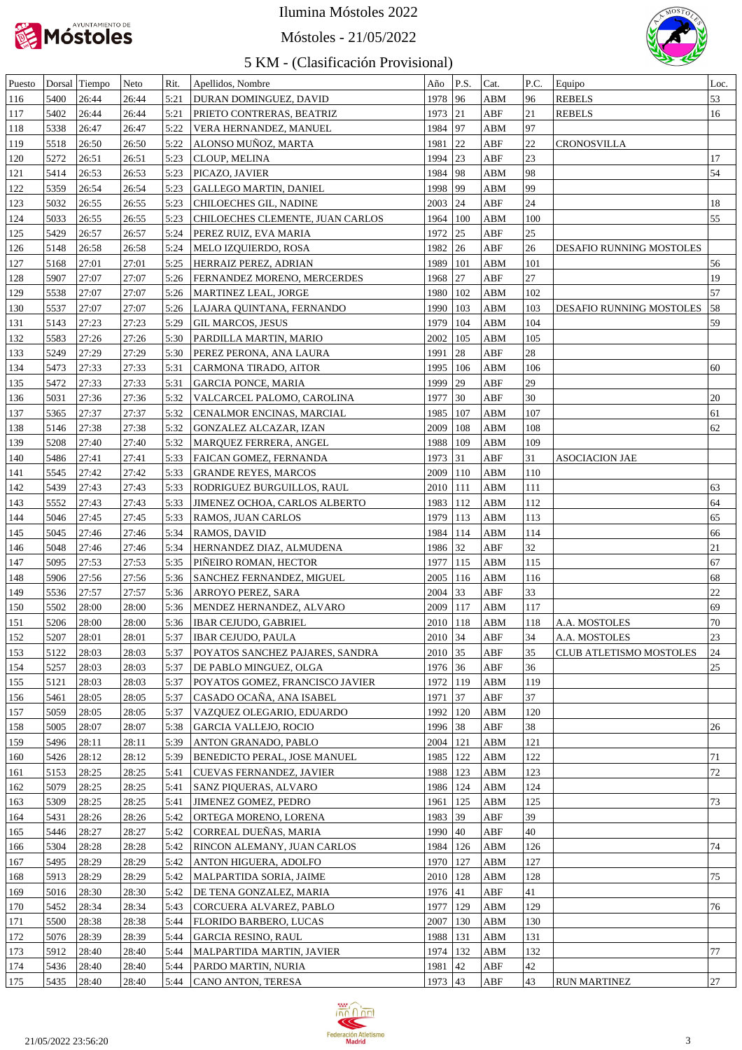# Ilumina Móstoles 2022

## Móstoles - 21/05/2022

## 5 KM - (Clasificación Provisional)

| Puesto | Dorsal | Tiempo | Neto | Rit. | Apellidos, Nombre | Año | P.S. | Cat. | P.C. | Equipo | Loc. |
|---|---|---|---|---|---|---|---|---|---|---|---|
| 116 | 5400 | 26:44 | 26:44 | 5:21 | DURAN DOMINGUEZ, DAVID | 1978 | 96 | ABM | 96 | REBELS | 53 |
| 117 | 5402 | 26:44 | 26:44 | 5:21 | PRIETO CONTRERAS, BEATRIZ | 1973 | 21 | ABF | 21 | REBELS | 16 |
| 118 | 5338 | 26:47 | 26:47 | 5:22 | VERA HERNANDEZ, MANUEL | 1984 | 97 | ABM | 97 | | |
| 119 | 5518 | 26:50 | 26:50 | 5:22 | ALONSO MUÑOZ, MARTA | 1981 | 22 | ABF | 22 | CRONOSVILLA | |
| 120 | 5272 | 26:51 | 26:51 | 5:23 | CLOUP, MELINA | 1994 | 23 | ABF | 23 | | 17 |
| 121 | 5414 | 26:53 | 26:53 | 5:23 | PICAZO, JAVIER | 1984 | 98 | ABM | 98 | | 54 |
| 122 | 5359 | 26:54 | 26:54 | 5:23 | GALLEGO MARTIN, DANIEL | 1998 | 99 | ABM | 99 | | |
| 123 | 5032 | 26:55 | 26:55 | 5:23 | CHILOECHES GIL, NADINE | 2003 | 24 | ABF | 24 | | 18 |
| 124 | 5033 | 26:55 | 26:55 | 5:23 | CHILOECHES CLEMENTE, JUAN CARLOS | 1964 | 100 | ABM | 100 | | 55 |
| 125 | 5429 | 26:57 | 26:57 | 5:24 | PEREZ RUIZ, EVA MARIA | 1972 | 25 | ABF | 25 | | |
| 126 | 5148 | 26:58 | 26:58 | 5:24 | MELO IZQUIERDO, ROSA | 1982 | 26 | ABF | 26 | DESAFIO RUNNING MOSTOLES | |
| 127 | 5168 | 27:01 | 27:01 | 5:25 | HERRAIZ PEREZ, ADRIAN | 1989 | 101 | ABM | 101 | | 56 |
| 128 | 5907 | 27:07 | 27:07 | 5:26 | FERNANDEZ MORENO, MERCERDES | 1968 | 27 | ABF | 27 | | 19 |
| 129 | 5538 | 27:07 | 27:07 | 5:26 | MARTINEZ LEAL, JORGE | 1980 | 102 | ABM | 102 | | 57 |
| 130 | 5537 | 27:07 | 27:07 | 5:26 | LAJARA QUINTANA, FERNANDO | 1990 | 103 | ABM | 103 | DESAFIO RUNNING MOSTOLES | 58 |
| 131 | 5143 | 27:23 | 27:23 | 5:29 | GIL MARCOS, JESUS | 1979 | 104 | ABM | 104 | | 59 |
| 132 | 5583 | 27:26 | 27:26 | 5:30 | PARDILLA MARTIN, MARIO | 2002 | 105 | ABM | 105 | | |
| 133 | 5249 | 27:29 | 27:29 | 5:30 | PEREZ PERONA, ANA LAURA | 1991 | 28 | ABF | 28 | | |
| 134 | 5473 | 27:33 | 27:33 | 5:31 | CARMONA TIRADO, AITOR | 1995 | 106 | ABM | 106 | | 60 |
| 135 | 5472 | 27:33 | 27:33 | 5:31 | GARCIA PONCE, MARIA | 1999 | 29 | ABF | 29 | | |
| 136 | 5031 | 27:36 | 27:36 | 5:32 | VALCARCEL PALOMO, CAROLINA | 1977 | 30 | ABF | 30 | | 20 |
| 137 | 5365 | 27:37 | 27:37 | 5:32 | CENALMOR ENCINAS, MARCIAL | 1985 | 107 | ABM | 107 | | 61 |
| 138 | 5146 | 27:38 | 27:38 | 5:32 | GONZALEZ ALCAZAR, IZAN | 2009 | 108 | ABM | 108 | | 62 |
| 139 | 5208 | 27:40 | 27:40 | 5:32 | MARQUEZ FERRERA, ANGEL | 1988 | 109 | ABM | 109 | | |
| 140 | 5486 | 27:41 | 27:41 | 5:33 | FAICAN GOMEZ, FERNANDA | 1973 | 31 | ABF | 31 | ASOCIACION JAE | |
| 141 | 5545 | 27:42 | 27:42 | 5:33 | GRANDE REYES, MARCOS | 2009 | 110 | ABM | 110 | | |
| 142 | 5439 | 27:43 | 27:43 | 5:33 | RODRIGUEZ BURGUILLOS, RAUL | 2010 | 111 | ABM | 111 | | 63 |
| 143 | 5552 | 27:43 | 27:43 | 5:33 | JIMENEZ OCHOA, CARLOS ALBERTO | 1983 | 112 | ABM | 112 | | 64 |
| 144 | 5046 | 27:45 | 27:45 | 5:33 | RAMOS, JUAN CARLOS | 1979 | 113 | ABM | 113 | | 65 |
| 145 | 5045 | 27:46 | 27:46 | 5:34 | RAMOS, DAVID | 1984 | 114 | ABM | 114 | | 66 |
| 146 | 5048 | 27:46 | 27:46 | 5:34 | HERNANDEZ DIAZ, ALMUDENA | 1986 | 32 | ABF | 32 | | 21 |
| 147 | 5095 | 27:53 | 27:53 | 5:35 | PIÑEIRO ROMAN, HECTOR | 1977 | 115 | ABM | 115 | | 67 |
| 148 | 5906 | 27:56 | 27:56 | 5:36 | SANCHEZ FERNANDEZ, MIGUEL | 2005 | 116 | ABM | 116 | | 68 |
| 149 | 5536 | 27:57 | 27:57 | 5:36 | ARROYO PEREZ, SARA | 2004 | 33 | ABF | 33 | | 22 |
| 150 | 5502 | 28:00 | 28:00 | 5:36 | MENDEZ HERNANDEZ, ALVARO | 2009 | 117 | ABM | 117 | | 69 |
| 151 | 5206 | 28:00 | 28:00 | 5:36 | IBAR CEJUDO, GABRIEL | 2010 | 118 | ABM | 118 | A.A. MOSTOLES | 70 |
| 152 | 5207 | 28:01 | 28:01 | 5:37 | IBAR CEJUDO, PAULA | 2010 | 34 | ABF | 34 | A.A. MOSTOLES | 23 |
| 153 | 5122 | 28:03 | 28:03 | 5:37 | POYATOS SANCHEZ PAJARES, SANDRA | 2010 | 35 | ABF | 35 | CLUB ATLETISMO MOSTOLES | 24 |
| 154 | 5257 | 28:03 | 28:03 | 5:37 | DE PABLO MINGUEZ, OLGA | 1976 | 36 | ABF | 36 | | 25 |
| 155 | 5121 | 28:03 | 28:03 | 5:37 | POYATOS GOMEZ, FRANCISCO JAVIER | 1972 | 119 | ABM | 119 | | |
| 156 | 5461 | 28:05 | 28:05 | 5:37 | CASADO OCAÑA, ANA ISABEL | 1971 | 37 | ABF | 37 | | |
| 157 | 5059 | 28:05 | 28:05 | 5:37 | VAZQUEZ OLEGARIO, EDUARDO | 1992 | 120 | ABM | 120 | | |
| 158 | 5005 | 28:07 | 28:07 | 5:38 | GARCIA VALLEJO, ROCIO | 1996 | 38 | ABF | 38 | | 26 |
| 159 | 5496 | 28:11 | 28:11 | 5:39 | ANTON GRANADO, PABLO | 2004 | 121 | ABM | 121 | | |
| 160 | 5426 | 28:12 | 28:12 | 5:39 | BENEDICTO PERAL, JOSE MANUEL | 1985 | 122 | ABM | 122 | | 71 |
| 161 | 5153 | 28:25 | 28:25 | 5:41 | CUEVAS FERNANDEZ, JAVIER | 1988 | 123 | ABM | 123 | | 72 |
| 162 | 5079 | 28:25 | 28:25 | 5:41 | SANZ PIQUERAS, ALVARO | 1986 | 124 | ABM | 124 | | |
| 163 | 5309 | 28:25 | 28:25 | 5:41 | JIMENEZ GOMEZ, PEDRO | 1961 | 125 | ABM | 125 | | 73 |
| 164 | 5431 | 28:26 | 28:26 | 5:42 | ORTEGA MORENO, LORENA | 1983 | 39 | ABF | 39 | | |
| 165 | 5446 | 28:27 | 28:27 | 5:42 | CORREAL DUEÑAS, MARIA | 1990 | 40 | ABF | 40 | | |
| 166 | 5304 | 28:28 | 28:28 | 5:42 | RINCON ALEMANY, JUAN CARLOS | 1984 | 126 | ABM | 126 | | 74 |
| 167 | 5495 | 28:29 | 28:29 | 5:42 | ANTON HIGUERA, ADOLFO | 1970 | 127 | ABM | 127 | | |
| 168 | 5913 | 28:29 | 28:29 | 5:42 | MALPARTIDA SORIA, JAIME | 2010 | 128 | ABM | 128 | | 75 |
| 169 | 5016 | 28:30 | 28:30 | 5:42 | DE TENA GONZALEZ, MARIA | 1976 | 41 | ABF | 41 | | |
| 170 | 5452 | 28:34 | 28:34 | 5:43 | CORCUERA ALVAREZ, PABLO | 1977 | 129 | ABM | 129 | | 76 |
| 171 | 5500 | 28:38 | 28:38 | 5:44 | FLORIDO BARBERO, LUCAS | 2007 | 130 | ABM | 130 | | |
| 172 | 5076 | 28:39 | 28:39 | 5:44 | GARCIA RESINO, RAUL | 1988 | 131 | ABM | 131 | | |
| 173 | 5912 | 28:40 | 28:40 | 5:44 | MALPARTIDA MARTIN, JAVIER | 1974 | 132 | ABM | 132 | | 77 |
| 174 | 5436 | 28:40 | 28:40 | 5:44 | PARDO MARTIN, NURIA | 1981 | 42 | ABF | 42 | | |
| 175 | 5435 | 28:40 | 28:40 | 5:44 | CANO ANTON, TERESA | 1973 | 43 | ABF | 43 | RUN MARTINEZ | 27 |

21/05/2022 23:56:20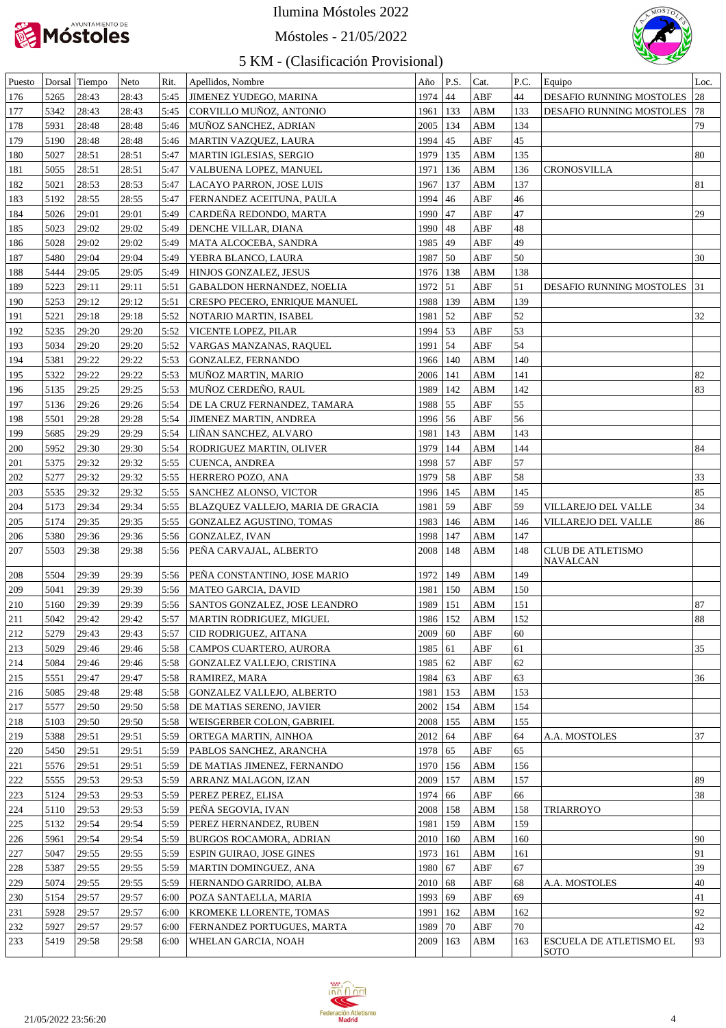# Ilumina Móstoles 2022

## Móstoles - 21/05/2022

### 5 KM - (Clasificación Provisional)

| Puesto | Dorsal | Tiempo | Neto | Rit. | Apellidos, Nombre | Año | P.S. | Cat. | P.C. | Equipo | Loc. |
|---|---|---|---|---|---|---|---|---|---|---|---|
| 176 | 5265 | 28:43 | 28:43 | 5:45 | JIMENEZ YUDEGO, MARINA | 1974 | 44 | ABF | 44 | DESAFIO RUNNING MOSTOLES | 28 |
| 177 | 5342 | 28:43 | 28:43 | 5:45 | CORVILLO MUÑOZ, ANTONIO | 1961 | 133 | ABM | 133 | DESAFIO RUNNING MOSTOLES | 78 |
| 178 | 5931 | 28:48 | 28:48 | 5:46 | MUÑOZ SANCHEZ, ADRIAN | 2005 | 134 | ABM | 134 | | 79 |
| 179 | 5190 | 28:48 | 28:48 | 5:46 | MARTIN VAZQUEZ, LAURA | 1994 | 45 | ABF | 45 | | |
| 180 | 5027 | 28:51 | 28:51 | 5:47 | MARTIN IGLESIAS, SERGIO | 1979 | 135 | ABM | 135 | | 80 |
| 181 | 5055 | 28:51 | 28:51 | 5:47 | VALBUENA LOPEZ, MANUEL | 1971 | 136 | ABM | 136 | CRONOSVILLA | |
| 182 | 5021 | 28:53 | 28:53 | 5:47 | LACAYO PARRON, JOSE LUIS | 1967 | 137 | ABM | 137 | | 81 |
| 183 | 5192 | 28:55 | 28:55 | 5:47 | FERNANDEZ ACEITUNA, PAULA | 1994 | 46 | ABF | 46 | | |
| 184 | 5026 | 29:01 | 29:01 | 5:49 | CARDEÑA REDONDO, MARTA | 1990 | 47 | ABF | 47 | | 29 |
| 185 | 5023 | 29:02 | 29:02 | 5:49 | DENCHE VILLAR, DIANA | 1990 | 48 | ABF | 48 | | |
| 186 | 5028 | 29:02 | 29:02 | 5:49 | MATA ALCOCEBA, SANDRA | 1985 | 49 | ABF | 49 | | |
| 187 | 5480 | 29:04 | 29:04 | 5:49 | YEBRA BLANCO, LAURA | 1987 | 50 | ABF | 50 | | 30 |
| 188 | 5444 | 29:05 | 29:05 | 5:49 | HINJOS GONZALEZ, JESUS | 1976 | 138 | ABM | 138 | | |
| 189 | 5223 | 29:11 | 29:11 | 5:51 | GABALDON HERNANDEZ, NOELIA | 1972 | 51 | ABF | 51 | DESAFIO RUNNING MOSTOLES | 31 |
| 190 | 5253 | 29:12 | 29:12 | 5:51 | CRESPO PECERO, ENRIQUE MANUEL | 1988 | 139 | ABM | 139 | | |
| 191 | 5221 | 29:18 | 29:18 | 5:52 | NOTARIO MARTIN, ISABEL | 1981 | 52 | ABF | 52 | | 32 |
| 192 | 5235 | 29:20 | 29:20 | 5:52 | VICENTE LOPEZ, PILAR | 1994 | 53 | ABF | 53 | | |
| 193 | 5034 | 29:20 | 29:20 | 5:52 | VARGAS MANZANAS, RAQUEL | 1991 | 54 | ABF | 54 | | |
| 194 | 5381 | 29:22 | 29:22 | 5:53 | GONZALEZ, FERNANDO | 1966 | 140 | ABM | 140 | | |
| 195 | 5322 | 29:22 | 29:22 | 5:53 | MUÑOZ MARTIN, MARIO | 2006 | 141 | ABM | 141 | | 82 |
| 196 | 5135 | 29:25 | 29:25 | 5:53 | MUÑOZ CERDEÑO, RAUL | 1989 | 142 | ABM | 142 | | 83 |
| 197 | 5136 | 29:26 | 29:26 | 5:54 | DE LA CRUZ FERNANDEZ, TAMARA | 1988 | 55 | ABF | 55 | | |
| 198 | 5501 | 29:28 | 29:28 | 5:54 | JIMENEZ MARTIN, ANDREA | 1996 | 56 | ABF | 56 | | |
| 199 | 5685 | 29:29 | 29:29 | 5:54 | LIÑAN SANCHEZ, ALVARO | 1981 | 143 | ABM | 143 | | |
| 200 | 5952 | 29:30 | 29:30 | 5:54 | RODRIGUEZ MARTIN, OLIVER | 1979 | 144 | ABM | 144 | | 84 |
| 201 | 5375 | 29:32 | 29:32 | 5:55 | CUENCA, ANDREA | 1998 | 57 | ABF | 57 | | |
| 202 | 5277 | 29:32 | 29:32 | 5:55 | HERRERO POZO, ANA | 1979 | 58 | ABF | 58 | | 33 |
| 203 | 5535 | 29:32 | 29:32 | 5:55 | SANCHEZ ALONSO, VICTOR | 1996 | 145 | ABM | 145 | | 85 |
| 204 | 5173 | 29:34 | 29:34 | 5:55 | BLAZQUEZ VALLEJO, MARIA DE GRACIA | 1981 | 59 | ABF | 59 | VILLAREJO DEL VALLE | 34 |
| 205 | 5174 | 29:35 | 29:35 | 5:55 | GONZALEZ AGUSTINO, TOMAS | 1983 | 146 | ABM | 146 | VILLAREJO DEL VALLE | 86 |
| 206 | 5380 | 29:36 | 29:36 | 5:56 | GONZALEZ, IVAN | 1998 | 147 | ABM | 147 | | |
| 207 | 5503 | 29:38 | 29:38 | 5:56 | PEÑA CARVAJAL, ALBERTO | 2008 | 148 | ABM | 148 | CLUB DE ATLETISMO NAVALCAN | |
| 208 | 5504 | 29:39 | 29:39 | 5:56 | PEÑA CONSTANTINO, JOSE MARIO | 1972 | 149 | ABM | 149 | | |
| 209 | 5041 | 29:39 | 29:39 | 5:56 | MATEO GARCIA, DAVID | 1981 | 150 | ABM | 150 | | |
| 210 | 5160 | 29:39 | 29:39 | 5:56 | SANTOS GONZALEZ, JOSE LEANDRO | 1989 | 151 | ABM | 151 | | 87 |
| 211 | 5042 | 29:42 | 29:42 | 5:57 | MARTIN RODRIGUEZ, MIGUEL | 1986 | 152 | ABM | 152 | | 88 |
| 212 | 5279 | 29:43 | 29:43 | 5:57 | CID RODRIGUEZ, AITANA | 2009 | 60 | ABF | 60 | | |
| 213 | 5029 | 29:46 | 29:46 | 5:58 | CAMPOS CUARTERO, AURORA | 1985 | 61 | ABF | 61 | | 35 |
| 214 | 5084 | 29:46 | 29:46 | 5:58 | GONZALEZ VALLEJO, CRISTINA | 1985 | 62 | ABF | 62 | | |
| 215 | 5551 | 29:47 | 29:47 | 5:58 | RAMIREZ, MARA | 1984 | 63 | ABF | 63 | | 36 |
| 216 | 5085 | 29:48 | 29:48 | 5:58 | GONZALEZ VALLEJO, ALBERTO | 1981 | 153 | ABM | 153 | | |
| 217 | 5577 | 29:50 | 29:50 | 5:58 | DE MATIAS SERENO, JAVIER | 2002 | 154 | ABM | 154 | | |
| 218 | 5103 | 29:50 | 29:50 | 5:58 | WEISGERBER COLON, GABRIEL | 2008 | 155 | ABM | 155 | | |
| 219 | 5388 | 29:51 | 29:51 | 5:59 | ORTEGA MARTIN, AINHOA | 2012 | 64 | ABF | 64 | A.A. MOSTOLES | 37 |
| 220 | 5450 | 29:51 | 29:51 | 5:59 | PABLOS SANCHEZ, ARANCHA | 1978 | 65 | ABF | 65 | | |
| 221 | 5576 | 29:51 | 29:51 | 5:59 | DE MATIAS JIMENEZ, FERNANDO | 1970 | 156 | ABM | 156 | | |
| 222 | 5555 | 29:53 | 29:53 | 5:59 | ARRANZ MALAGON, IZAN | 2009 | 157 | ABM | 157 | | 89 |
| 223 | 5124 | 29:53 | 29:53 | 5:59 | PEREZ PEREZ, ELISA | 1974 | 66 | ABF | 66 | | 38 |
| 224 | 5110 | 29:53 | 29:53 | 5:59 | PEÑA SEGOVIA, IVAN | 2008 | 158 | ABM | 158 | TRIARROYO | |
| 225 | 5132 | 29:54 | 29:54 | 5:59 | PEREZ HERNANDEZ, RUBEN | 1981 | 159 | ABM | 159 | | |
| 226 | 5961 | 29:54 | 29:54 | 5:59 | BURGOS ROCAMORA, ADRIAN | 2010 | 160 | ABM | 160 | | 90 |
| 227 | 5047 | 29:55 | 29:55 | 5:59 | ESPIN GUIRAO, JOSE GINES | 1973 | 161 | ABM | 161 | | 91 |
| 228 | 5387 | 29:55 | 29:55 | 5:59 | MARTIN DOMINGUEZ, ANA | 1980 | 67 | ABF | 67 | | 39 |
| 229 | 5074 | 29:55 | 29:55 | 5:59 | HERNANDO GARRIDO, ALBA | 2010 | 68 | ABF | 68 | A.A. MOSTOLES | 40 |
| 230 | 5154 | 29:57 | 29:57 | 6:00 | POZA SANTAELLA, MARIA | 1993 | 69 | ABF | 69 | | 41 |
| 231 | 5928 | 29:57 | 29:57 | 6:00 | KROMEKE LLORENTE, TOMAS | 1991 | 162 | ABM | 162 | | 92 |
| 232 | 5927 | 29:57 | 29:57 | 6:00 | FERNANDEZ PORTUGUES, MARTA | 1989 | 70 | ABF | 70 | | 42 |
| 233 | 5419 | 29:58 | 29:58 | 6:00 | WHELAN GARCIA, NOAH | 2009 | 163 | ABM | 163 | ESCUELA DE ATLETISMO EL SOTO | 93 |

21/05/2022 23:56:20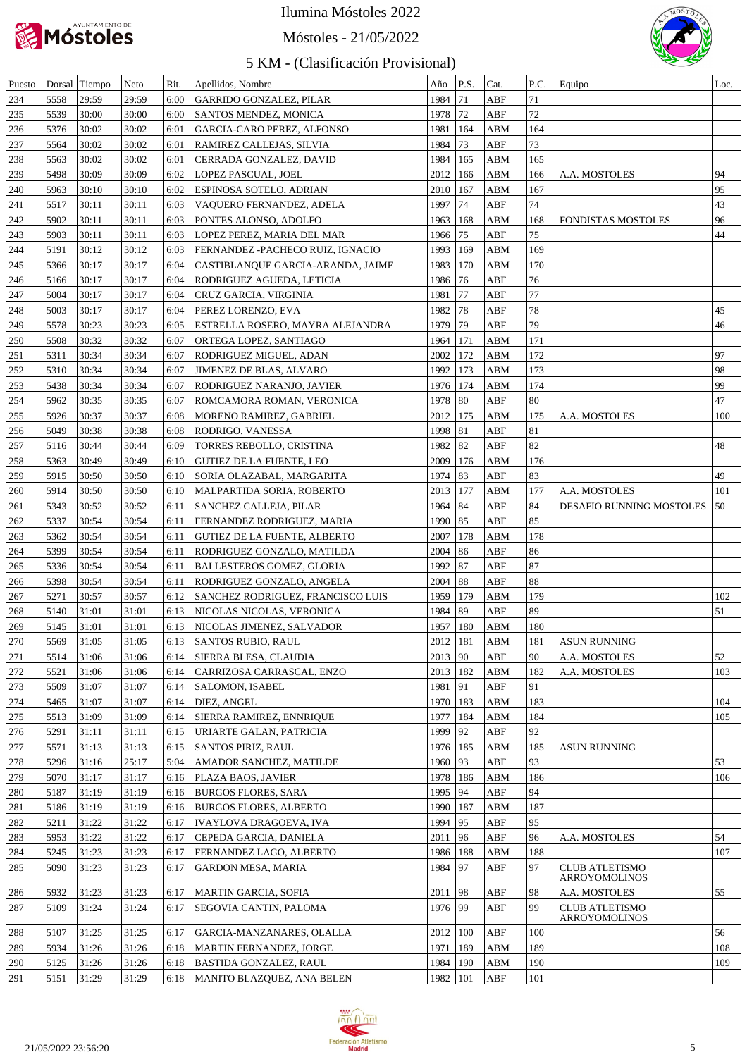# Ilumina Móstoles 2022

## Móstoles - 21/05/2022

## 5 KM - (Clasificación Provisional)

| Puesto | Dorsal | Tiempo | Neto | Rit. | Apellidos, Nombre | Año | P.S. | Cat. | P.C. | Equipo | Loc. |
|---|---|---|---|---|---|---|---|---|---|---|---|
| 234 | 5558 | 29:59 | 29:59 | 6:00 | GARRIDO GONZALEZ, PILAR | 1984 | 71 | ABF | 71 | | |
| 235 | 5539 | 30:00 | 30:00 | 6:00 | SANTOS MENDEZ, MONICA | 1978 | 72 | ABF | 72 | | |
| 236 | 5376 | 30:02 | 30:02 | 6:01 | GARCIA-CARO PEREZ, ALFONSO | 1981 | 164 | ABM | 164 | | |
| 237 | 5564 | 30:02 | 30:02 | 6:01 | RAMIREZ CALLEJAS, SILVIA | 1984 | 73 | ABF | 73 | | |
| 238 | 5563 | 30:02 | 30:02 | 6:01 | CERRADA GONZALEZ, DAVID | 1984 | 165 | ABM | 165 | | |
| 239 | 5498 | 30:09 | 30:09 | 6:02 | LOPEZ PASCUAL, JOEL | 2012 | 166 | ABM | 166 | A.A. MOSTOLES | 94 |
| 240 | 5963 | 30:10 | 30:10 | 6:02 | ESPINOSA SOTELO, ADRIAN | 2010 | 167 | ABM | 167 | | 95 |
| 241 | 5517 | 30:11 | 30:11 | 6:03 | VAQUERO FERNANDEZ, ADELA | 1997 | 74 | ABF | 74 | | 43 |
| 242 | 5902 | 30:11 | 30:11 | 6:03 | PONTES ALONSO, ADOLFO | 1963 | 168 | ABM | 168 | FONDISTAS MOSTOLES | 96 |
| 243 | 5903 | 30:11 | 30:11 | 6:03 | LOPEZ PEREZ, MARIA DEL MAR | 1966 | 75 | ABF | 75 | | 44 |
| 244 | 5191 | 30:12 | 30:12 | 6:03 | FERNANDEZ -PACHECO RUIZ, IGNACIO | 1993 | 169 | ABM | 169 | | |
| 245 | 5366 | 30:17 | 30:17 | 6:04 | CASTIBLANQUE GARCIA-ARANDA, JAIME | 1983 | 170 | ABM | 170 | | |
| 246 | 5166 | 30:17 | 30:17 | 6:04 | RODRIGUEZ AGUEDA, LETICIA | 1986 | 76 | ABF | 76 | | |
| 247 | 5004 | 30:17 | 30:17 | 6:04 | CRUZ GARCIA, VIRGINIA | 1981 | 77 | ABF | 77 | | |
| 248 | 5003 | 30:17 | 30:17 | 6:04 | PEREZ LORENZO, EVA | 1982 | 78 | ABF | 78 | | 45 |
| 249 | 5578 | 30:23 | 30:23 | 6:05 | ESTRELLA ROSERO, MAYRA ALEJANDRA | 1979 | 79 | ABF | 79 | | 46 |
| 250 | 5508 | 30:32 | 30:32 | 6:07 | ORTEGA LOPEZ, SANTIAGO | 1964 | 171 | ABM | 171 | | |
| 251 | 5311 | 30:34 | 30:34 | 6:07 | RODRIGUEZ MIGUEL, ADAN | 2002 | 172 | ABM | 172 | | 97 |
| 252 | 5310 | 30:34 | 30:34 | 6:07 | JIMENEZ DE BLAS, ALVARO | 1992 | 173 | ABM | 173 | | 98 |
| 253 | 5438 | 30:34 | 30:34 | 6:07 | RODRIGUEZ NARANJO, JAVIER | 1976 | 174 | ABM | 174 | | 99 |
| 254 | 5962 | 30:35 | 30:35 | 6:07 | ROMCAMORA ROMAN, VERONICA | 1978 | 80 | ABF | 80 | | 47 |
| 255 | 5926 | 30:37 | 30:37 | 6:08 | MORENO RAMIREZ, GABRIEL | 2012 | 175 | ABM | 175 | A.A. MOSTOLES | 100 |
| 256 | 5049 | 30:38 | 30:38 | 6:08 | RODRIGO, VANESSA | 1998 | 81 | ABF | 81 | | |
| 257 | 5116 | 30:44 | 30:44 | 6:09 | TORRES REBOLLO, CRISTINA | 1982 | 82 | ABF | 82 | | 48 |
| 258 | 5363 | 30:49 | 30:49 | 6:10 | GUTIEZ DE LA FUENTE, LEO | 2009 | 176 | ABM | 176 | | |
| 259 | 5915 | 30:50 | 30:50 | 6:10 | SORIA OLAZABAL, MARGARITA | 1974 | 83 | ABF | 83 | | 49 |
| 260 | 5914 | 30:50 | 30:50 | 6:10 | MALPARTIDA SORIA, ROBERTO | 2013 | 177 | ABM | 177 | A.A. MOSTOLES | 101 |
| 261 | 5343 | 30:52 | 30:52 | 6:11 | SANCHEZ CALLEJA, PILAR | 1964 | 84 | ABF | 84 | DESAFIO RUNNING MOSTOLES | 50 |
| 262 | 5337 | 30:54 | 30:54 | 6:11 | FERNANDEZ RODRIGUEZ, MARIA | 1990 | 85 | ABF | 85 | | |
| 263 | 5362 | 30:54 | 30:54 | 6:11 | GUTIEZ DE LA FUENTE, ALBERTO | 2007 | 178 | ABM | 178 | | |
| 264 | 5399 | 30:54 | 30:54 | 6:11 | RODRIGUEZ GONZALO, MATILDA | 2004 | 86 | ABF | 86 | | |
| 265 | 5336 | 30:54 | 30:54 | 6:11 | BALLESTEROS GOMEZ, GLORIA | 1992 | 87 | ABF | 87 | | |
| 266 | 5398 | 30:54 | 30:54 | 6:11 | RODRIGUEZ GONZALO, ANGELA | 2004 | 88 | ABF | 88 | | |
| 267 | 5271 | 30:57 | 30:57 | 6:12 | SANCHEZ RODRIGUEZ, FRANCISCO LUIS | 1959 | 179 | ABM | 179 | | 102 |
| 268 | 5140 | 31:01 | 31:01 | 6:13 | NICOLAS NICOLAS, VERONICA | 1984 | 89 | ABF | 89 | | 51 |
| 269 | 5145 | 31:01 | 31:01 | 6:13 | NICOLAS JIMENEZ, SALVADOR | 1957 | 180 | ABM | 180 | | |
| 270 | 5569 | 31:05 | 31:05 | 6:13 | SANTOS RUBIO, RAUL | 2012 | 181 | ABM | 181 | ASUN RUNNING | |
| 271 | 5514 | 31:06 | 31:06 | 6:14 | SIERRA BLESA, CLAUDIA | 2013 | 90 | ABF | 90 | A.A. MOSTOLES | 52 |
| 272 | 5521 | 31:06 | 31:06 | 6:14 | CARRIZOSA CARRASCAL, ENZO | 2013 | 182 | ABM | 182 | A.A. MOSTOLES | 103 |
| 273 | 5509 | 31:07 | 31:07 | 6:14 | SALOMON, ISABEL | 1981 | 91 | ABF | 91 | | |
| 274 | 5465 | 31:07 | 31:07 | 6:14 | DIEZ, ANGEL | 1970 | 183 | ABM | 183 | | 104 |
| 275 | 5513 | 31:09 | 31:09 | 6:14 | SIERRA RAMIREZ, ENNRIQUE | 1977 | 184 | ABM | 184 | | 105 |
| 276 | 5291 | 31:11 | 31:11 | 6:15 | URIARTE GALAN, PATRICIA | 1999 | 92 | ABF | 92 | | |
| 277 | 5571 | 31:13 | 31:13 | 6:15 | SANTOS PIRIZ, RAUL | 1976 | 185 | ABM | 185 | ASUN RUNNING | |
| 278 | 5296 | 31:16 | 25:17 | 5:04 | AMADOR SANCHEZ, MATILDE | 1960 | 93 | ABF | 93 | | 53 |
| 279 | 5070 | 31:17 | 31:17 | 6:16 | PLAZA BAOS, JAVIER | 1978 | 186 | ABM | 186 | | 106 |
| 280 | 5187 | 31:19 | 31:19 | 6:16 | BURGOS FLORES, SARA | 1995 | 94 | ABF | 94 | | |
| 281 | 5186 | 31:19 | 31:19 | 6:16 | BURGOS FLORES, ALBERTO | 1990 | 187 | ABM | 187 | | |
| 282 | 5211 | 31:22 | 31:22 | 6:17 | IVAYLOVA DRAGOEVA, IVA | 1994 | 95 | ABF | 95 | | |
| 283 | 5953 | 31:22 | 31:22 | 6:17 | CEPEDA GARCIA, DANIELA | 2011 | 96 | ABF | 96 | A.A. MOSTOLES | 54 |
| 284 | 5245 | 31:23 | 31:23 | 6:17 | FERNANDEZ LAGO, ALBERTO | 1986 | 188 | ABM | 188 | | 107 |
| 285 | 5090 | 31:23 | 31:23 | 6:17 | GARDON MESA, MARIA | 1984 | 97 | ABF | 97 | CLUB ATLETISMO ARROYOMOLINOS | |
| 286 | 5932 | 31:23 | 31:23 | 6:17 | MARTIN GARCIA, SOFIA | 2011 | 98 | ABF | 98 | A.A. MOSTOLES | 55 |
| 287 | 5109 | 31:24 | 31:24 | 6:17 | SEGOVIA CANTIN, PALOMA | 1976 | 99 | ABF | 99 | CLUB ATLETISMO ARROYOMOLINOS | |
| 288 | 5107 | 31:25 | 31:25 | 6:17 | GARCIA-MANZANARES, OLALLA | 2012 | 100 | ABF | 100 | | 56 |
| 289 | 5934 | 31:26 | 31:26 | 6:18 | MARTIN FERNANDEZ, JORGE | 1971 | 189 | ABM | 189 | | 108 |
| 290 | 5125 | 31:26 | 31:26 | 6:18 | BASTIDA GONZALEZ, RAUL | 1984 | 190 | ABM | 190 | | 109 |
| 291 | 5151 | 31:29 | 31:29 | 6:18 | MANITO BLAZQUEZ, ANA BELEN | 1982 | 101 | ABF | 101 | | |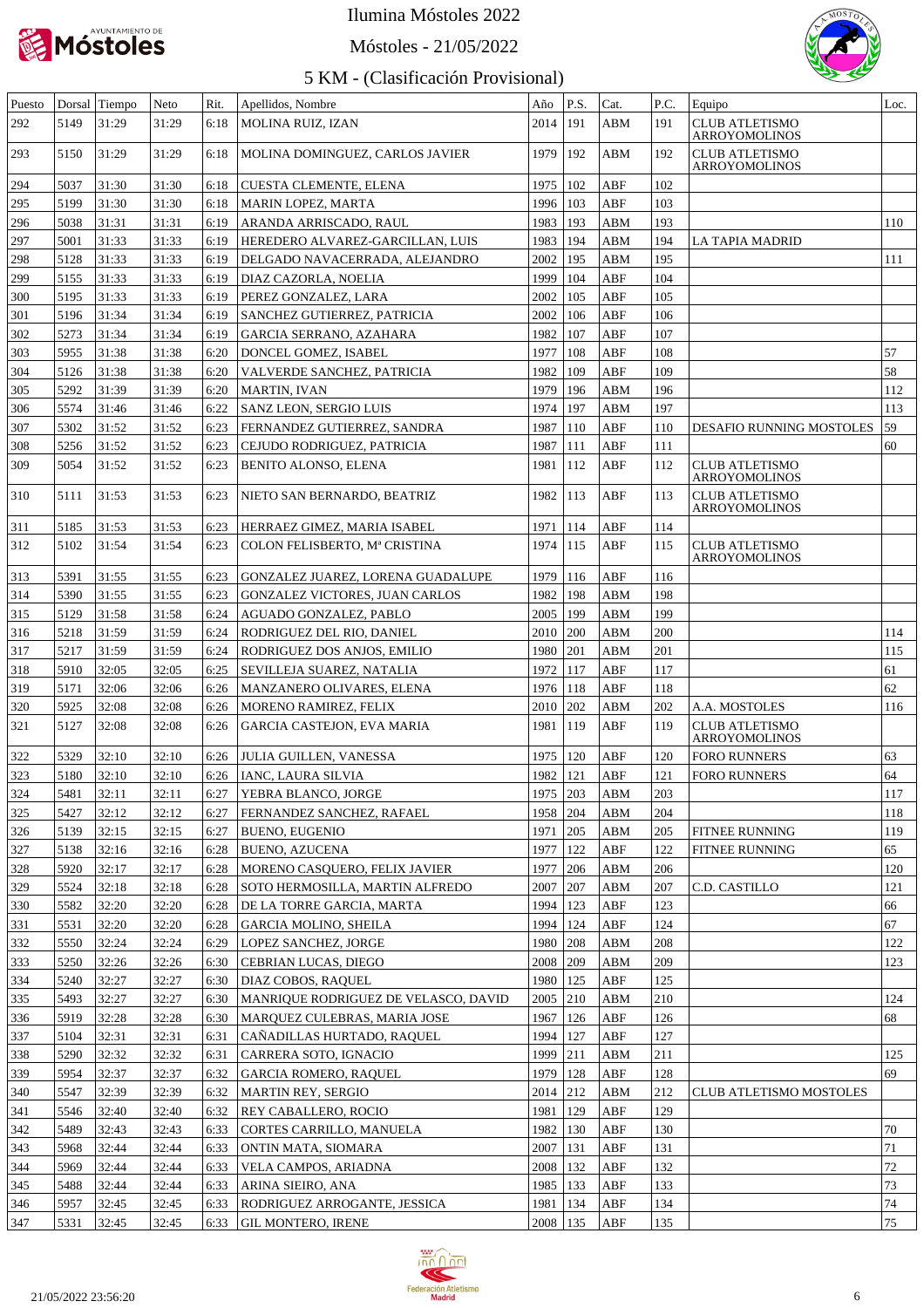# Ilumina Móstoles 2022

## Móstoles - 21/05/2022

## 5 KM - (Clasificación Provisional)

| Puesto | Dorsal | Tiempo | Neto | Rit. | Apellidos, Nombre | Año | P.S. | Cat. | P.C. | Equipo | Loc. |
|---|---|---|---|---|---|---|---|---|---|---|---|
| 292 | 5149 | 31:29 | 31:29 | 6:18 | MOLINA RUIZ, IZAN | 2014 | 191 | ABM | 191 | CLUB ATLETISMO ARROYOMOLINOS | |
| 293 | 5150 | 31:29 | 31:29 | 6:18 | MOLINA DOMINGUEZ, CARLOS JAVIER | 1979 | 192 | ABM | 192 | CLUB ATLETISMO ARROYOMOLINOS | |
| 294 | 5037 | 31:30 | 31:30 | 6:18 | CUESTA CLEMENTE, ELENA | 1975 | 102 | ABF | 102 | | |
| 295 | 5199 | 31:30 | 31:30 | 6:18 | MARIN LOPEZ, MARTA | 1996 | 103 | ABF | 103 | | |
| 296 | 5038 | 31:31 | 31:31 | 6:19 | ARANDA ARRISCADO, RAUL | 1983 | 193 | ABM | 193 | | 110 |
| 297 | 5001 | 31:33 | 31:33 | 6:19 | HEREDERO ALVAREZ-GARCILLAN, LUIS | 1983 | 194 | ABM | 194 | LA TAPIA MADRID | |
| 298 | 5128 | 31:33 | 31:33 | 6:19 | DELGADO NAVACERRADA, ALEJANDRO | 2002 | 195 | ABM | 195 | | 111 |
| 299 | 5155 | 31:33 | 31:33 | 6:19 | DIAZ CAZORLA, NOELIA | 1999 | 104 | ABF | 104 | | |
| 300 | 5195 | 31:33 | 31:33 | 6:19 | PEREZ GONZALEZ, LARA | 2002 | 105 | ABF | 105 | | |
| 301 | 5196 | 31:34 | 31:34 | 6:19 | SANCHEZ GUTIERREZ, PATRICIA | 2002 | 106 | ABF | 106 | | |
| 302 | 5273 | 31:34 | 31:34 | 6:19 | GARCIA SERRANO, AZAHARA | 1982 | 107 | ABF | 107 | | |
| 303 | 5955 | 31:38 | 31:38 | 6:20 | DONCEL GOMEZ, ISABEL | 1977 | 108 | ABF | 108 | | 57 |
| 304 | 5126 | 31:38 | 31:38 | 6:20 | VALVERDE SANCHEZ, PATRICIA | 1982 | 109 | ABF | 109 | | 58 |
| 305 | 5292 | 31:39 | 31:39 | 6:20 | MARTIN, IVAN | 1979 | 196 | ABM | 196 | | 112 |
| 306 | 5574 | 31:46 | 31:46 | 6:22 | SANZ LEON, SERGIO LUIS | 1974 | 197 | ABM | 197 | | 113 |
| 307 | 5302 | 31:52 | 31:52 | 6:23 | FERNANDEZ GUTIERREZ, SANDRA | 1987 | 110 | ABF | 110 | DESAFIO RUNNING MOSTOLES | 59 |
| 308 | 5256 | 31:52 | 31:52 | 6:23 | CEJUDO RODRIGUEZ, PATRICIA | 1987 | 111 | ABF | 111 | | 60 |
| 309 | 5054 | 31:52 | 31:52 | 6:23 | BENITO ALONSO, ELENA | 1981 | 112 | ABF | 112 | CLUB ATLETISMO ARROYOMOLINOS | |
| 310 | 5111 | 31:53 | 31:53 | 6:23 | NIETO SAN BERNARDO, BEATRIZ | 1982 | 113 | ABF | 113 | CLUB ATLETISMO ARROYOMOLINOS | |
| 311 | 5185 | 31:53 | 31:53 | 6:23 | HERRAEZ GIMEZ, MARIA ISABEL | 1971 | 114 | ABF | 114 | | |
| 312 | 5102 | 31:54 | 31:54 | 6:23 | COLON FELISBERTO, Mª CRISTINA | 1974 | 115 | ABF | 115 | CLUB ATLETISMO ARROYOMOLINOS | |
| 313 | 5391 | 31:55 | 31:55 | 6:23 | GONZALEZ JUAREZ, LORENA GUADALUPE | 1979 | 116 | ABF | 116 | | |
| 314 | 5390 | 31:55 | 31:55 | 6:23 | GONZALEZ VICTORES, JUAN CARLOS | 1982 | 198 | ABM | 198 | | |
| 315 | 5129 | 31:58 | 31:58 | 6:24 | AGUADO GONZALEZ, PABLO | 2005 | 199 | ABM | 199 | | |
| 316 | 5218 | 31:59 | 31:59 | 6:24 | RODRIGUEZ DEL RIO, DANIEL | 2010 | 200 | ABM | 200 | | 114 |
| 317 | 5217 | 31:59 | 31:59 | 6:24 | RODRIGUEZ DOS ANJOS, EMILIO | 1980 | 201 | ABM | 201 | | 115 |
| 318 | 5910 | 32:05 | 32:05 | 6:25 | SEVILLEJA SUAREZ, NATALIA | 1972 | 117 | ABF | 117 | | 61 |
| 319 | 5171 | 32:06 | 32:06 | 6:26 | MANZANERO OLIVARES, ELENA | 1976 | 118 | ABF | 118 | | 62 |
| 320 | 5925 | 32:08 | 32:08 | 6:26 | MORENO RAMIREZ, FELIX | 2010 | 202 | ABM | 202 | A.A. MOSTOLES | 116 |
| 321 | 5127 | 32:08 | 32:08 | 6:26 | GARCIA CASTEJON, EVA MARIA | 1981 | 119 | ABF | 119 | CLUB ATLETISMO ARROYOMOLINOS | |
| 322 | 5329 | 32:10 | 32:10 | 6:26 | JULIA GUILLEN, VANESSA | 1975 | 120 | ABF | 120 | FORO RUNNERS | 63 |
| 323 | 5180 | 32:10 | 32:10 | 6:26 | IANC, LAURA SILVIA | 1982 | 121 | ABF | 121 | FORO RUNNERS | 64 |
| 324 | 5481 | 32:11 | 32:11 | 6:27 | YEBRA BLANCO, JORGE | 1975 | 203 | ABM | 203 | | 117 |
| 325 | 5427 | 32:12 | 32:12 | 6:27 | FERNANDEZ SANCHEZ, RAFAEL | 1958 | 204 | ABM | 204 | | 118 |
| 326 | 5139 | 32:15 | 32:15 | 6:27 | BUENO, EUGENIO | 1971 | 205 | ABM | 205 | FITNEE RUNNING | 119 |
| 327 | 5138 | 32:16 | 32:16 | 6:28 | BUENO, AZUCENA | 1977 | 122 | ABF | 122 | FITNEE RUNNING | 65 |
| 328 | 5920 | 32:17 | 32:17 | 6:28 | MORENO CASQUERO, FELIX JAVIER | 1977 | 206 | ABM | 206 | | 120 |
| 329 | 5524 | 32:18 | 32:18 | 6:28 | SOTO HERMOSILLA, MARTIN ALFREDO | 2007 | 207 | ABM | 207 | C.D. CASTILLO | 121 |
| 330 | 5582 | 32:20 | 32:20 | 6:28 | DE LA TORRE GARCIA, MARTA | 1994 | 123 | ABF | 123 | | 66 |
| 331 | 5531 | 32:20 | 32:20 | 6:28 | GARCIA MOLINO, SHEILA | 1994 | 124 | ABF | 124 | | 67 |
| 332 | 5550 | 32:24 | 32:24 | 6:29 | LOPEZ SANCHEZ, JORGE | 1980 | 208 | ABM | 208 | | 122 |
| 333 | 5250 | 32:26 | 32:26 | 6:30 | CEBRIAN LUCAS, DIEGO | 2008 | 209 | ABM | 209 | | 123 |
| 334 | 5240 | 32:27 | 32:27 | 6:30 | DIAZ COBOS, RAQUEL | 1980 | 125 | ABF | 125 | | |
| 335 | 5493 | 32:27 | 32:27 | 6:30 | MANRIQUE RODRIGUEZ DE VELASCO, DAVID | 2005 | 210 | ABM | 210 | | 124 |
| 336 | 5919 | 32:28 | 32:28 | 6:30 | MARQUEZ CULEBRAS, MARIA JOSE | 1967 | 126 | ABF | 126 | | 68 |
| 337 | 5104 | 32:31 | 32:31 | 6:31 | CAÑADILLAS HURTADO, RAQUEL | 1994 | 127 | ABF | 127 | | |
| 338 | 5290 | 32:32 | 32:32 | 6:31 | CARRERA SOTO, IGNACIO | 1999 | 211 | ABM | 211 | | 125 |
| 339 | 5954 | 32:37 | 32:37 | 6:32 | GARCIA ROMERO, RAQUEL | 1979 | 128 | ABF | 128 | | 69 |
| 340 | 5547 | 32:39 | 32:39 | 6:32 | MARTIN REY, SERGIO | 2014 | 212 | ABM | 212 | CLUB ATLETISMO MOSTOLES | |
| 341 | 5546 | 32:40 | 32:40 | 6:32 | REY CABALLERO, ROCIO | 1981 | 129 | ABF | 129 | | |
| 342 | 5489 | 32:43 | 32:43 | 6:33 | CORTES CARRILLO, MANUELA | 1982 | 130 | ABF | 130 | | 70 |
| 343 | 5968 | 32:44 | 32:44 | 6:33 | ONTIN MATA, SIOMARA | 2007 | 131 | ABF | 131 | | 71 |
| 344 | 5969 | 32:44 | 32:44 | 6:33 | VELA CAMPOS, ARIADNA | 2008 | 132 | ABF | 132 | | 72 |
| 345 | 5488 | 32:44 | 32:44 | 6:33 | ARINA SIEIRO, ANA | 1985 | 133 | ABF | 133 | | 73 |
| 346 | 5957 | 32:45 | 32:45 | 6:33 | RODRIGUEZ ARROGANTE, JESSICA | 1981 | 134 | ABF | 134 | | 74 |
| 347 | 5331 | 32:45 | 32:45 | 6:33 | GIL MONTERO, IRENE | 2008 | 135 | ABF | 135 | | 75 |

21/05/2022 23:56:20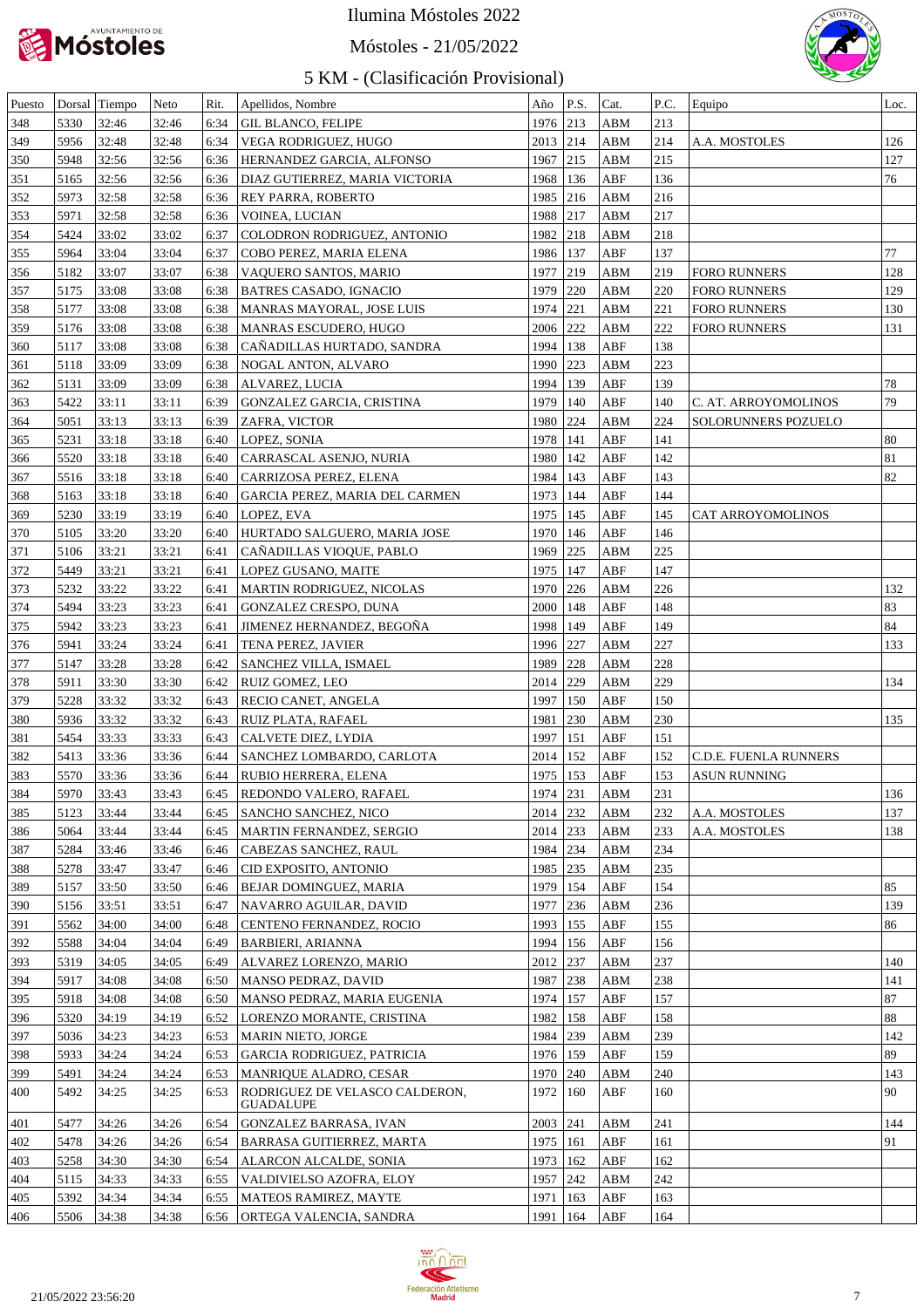# Ilumina Móstoles 2022

Móstoles - 21/05/2022

## 5 KM - (Clasificación Provisional)

| Puesto | Dorsal | Tiempo | Neto | Rit. | Apellidos, Nombre | Año | P.S. | Cat. | P.C. | Equipo | Loc. |
|---|---|---|---|---|---|---|---|---|---|---|---|
| 348 | 5330 | 32:46 | 32:46 | 6:34 | GIL BLANCO, FELIPE | 1976 | 213 | ABM | 213 | | |
| 349 | 5956 | 32:48 | 32:48 | 6:34 | VEGA RODRIGUEZ, HUGO | 2013 | 214 | ABM | 214 | A.A. MOSTOLES | 126 |
| 350 | 5948 | 32:56 | 32:56 | 6:36 | HERNANDEZ GARCIA, ALFONSO | 1967 | 215 | ABM | 215 | | 127 |
| 351 | 5165 | 32:56 | 32:56 | 6:36 | DIAZ GUTIERREZ, MARIA VICTORIA | 1968 | 136 | ABF | 136 | | 76 |
| 352 | 5973 | 32:58 | 32:58 | 6:36 | REY PARRA, ROBERTO | 1985 | 216 | ABM | 216 | | |
| 353 | 5971 | 32:58 | 32:58 | 6:36 | VOINEA, LUCIAN | 1988 | 217 | ABM | 217 | | |
| 354 | 5424 | 33:02 | 33:02 | 6:37 | COLODRON RODRIGUEZ, ANTONIO | 1982 | 218 | ABM | 218 | | |
| 355 | 5964 | 33:04 | 33:04 | 6:37 | COBO PEREZ, MARIA ELENA | 1986 | 137 | ABF | 137 | | 77 |
| 356 | 5182 | 33:07 | 33:07 | 6:38 | VAQUERO SANTOS, MARIO | 1977 | 219 | ABM | 219 | FORO RUNNERS | 128 |
| 357 | 5175 | 33:08 | 33:08 | 6:38 | BATRES CASADO, IGNACIO | 1979 | 220 | ABM | 220 | FORO RUNNERS | 129 |
| 358 | 5177 | 33:08 | 33:08 | 6:38 | MANRAS MAYORAL, JOSE LUIS | 1974 | 221 | ABM | 221 | FORO RUNNERS | 130 |
| 359 | 5176 | 33:08 | 33:08 | 6:38 | MANRAS ESCUDERO, HUGO | 2006 | 222 | ABM | 222 | FORO RUNNERS | 131 |
| 360 | 5117 | 33:08 | 33:08 | 6:38 | CAÑADILLAS HURTADO, SANDRA | 1994 | 138 | ABF | 138 | | |
| 361 | 5118 | 33:09 | 33:09 | 6:38 | NOGAL ANTON, ALVARO | 1990 | 223 | ABM | 223 | | |
| 362 | 5131 | 33:09 | 33:09 | 6:38 | ALVAREZ, LUCIA | 1994 | 139 | ABF | 139 | | 78 |
| 363 | 5422 | 33:11 | 33:11 | 6:39 | GONZALEZ GARCIA, CRISTINA | 1979 | 140 | ABF | 140 | C. AT. ARROYOMOLINOS | 79 |
| 364 | 5051 | 33:13 | 33:13 | 6:39 | ZAFRA, VICTOR | 1980 | 224 | ABM | 224 | SOLORUNNERS POZUELO | |
| 365 | 5231 | 33:18 | 33:18 | 6:40 | LOPEZ, SONIA | 1978 | 141 | ABF | 141 | | 80 |
| 366 | 5520 | 33:18 | 33:18 | 6:40 | CARRASCAL ASENJO, NURIA | 1980 | 142 | ABF | 142 | | 81 |
| 367 | 5516 | 33:18 | 33:18 | 6:40 | CARRIZOSA PEREZ, ELENA | 1984 | 143 | ABF | 143 | | 82 |
| 368 | 5163 | 33:18 | 33:18 | 6:40 | GARCIA PEREZ, MARIA DEL CARMEN | 1973 | 144 | ABF | 144 | | |
| 369 | 5230 | 33:19 | 33:19 | 6:40 | LOPEZ, EVA | 1975 | 145 | ABF | 145 | CAT ARROYOMOLINOS | |
| 370 | 5105 | 33:20 | 33:20 | 6:40 | HURTADO SALGUERO, MARIA JOSE | 1970 | 146 | ABF | 146 | | |
| 371 | 5106 | 33:21 | 33:21 | 6:41 | CAÑADILLAS VIOQUE, PABLO | 1969 | 225 | ABM | 225 | | |
| 372 | 5449 | 33:21 | 33:21 | 6:41 | LOPEZ GUSANO, MAITE | 1975 | 147 | ABF | 147 | | |
| 373 | 5232 | 33:22 | 33:22 | 6:41 | MARTIN RODRIGUEZ, NICOLAS | 1970 | 226 | ABM | 226 | | 132 |
| 374 | 5494 | 33:23 | 33:23 | 6:41 | GONZALEZ CRESPO, DUNA | 2000 | 148 | ABF | 148 | | 83 |
| 375 | 5942 | 33:23 | 33:23 | 6:41 | JIMENEZ HERNANDEZ, BEGOÑA | 1998 | 149 | ABF | 149 | | 84 |
| 376 | 5941 | 33:24 | 33:24 | 6:41 | TENA PEREZ, JAVIER | 1996 | 227 | ABM | 227 | | 133 |
| 377 | 5147 | 33:28 | 33:28 | 6:42 | SANCHEZ VILLA, ISMAEL | 1989 | 228 | ABM | 228 | | |
| 378 | 5911 | 33:30 | 33:30 | 6:42 | RUIZ GOMEZ, LEO | 2014 | 229 | ABM | 229 | | 134 |
| 379 | 5228 | 33:32 | 33:32 | 6:43 | RECIO CANET, ANGELA | 1997 | 150 | ABF | 150 | | |
| 380 | 5936 | 33:32 | 33:32 | 6:43 | RUIZ PLATA, RAFAEL | 1981 | 230 | ABM | 230 | | 135 |
| 381 | 5454 | 33:33 | 33:33 | 6:43 | CALVETE DIEZ, LYDIA | 1997 | 151 | ABF | 151 | | |
| 382 | 5413 | 33:36 | 33:36 | 6:44 | SANCHEZ LOMBARDO, CARLOTA | 2014 | 152 | ABF | 152 | C.D.E. FUENLA RUNNERS | |
| 383 | 5570 | 33:36 | 33:36 | 6:44 | RUBIO HERRERA, ELENA | 1975 | 153 | ABF | 153 | ASUN RUNNING | |
| 384 | 5970 | 33:43 | 33:43 | 6:45 | REDONDO VALERO, RAFAEL | 1974 | 231 | ABM | 231 | | 136 |
| 385 | 5123 | 33:44 | 33:44 | 6:45 | SANCHO SANCHEZ, NICO | 2014 | 232 | ABM | 232 | A.A. MOSTOLES | 137 |
| 386 | 5064 | 33:44 | 33:44 | 6:45 | MARTIN FERNANDEZ, SERGIO | 2014 | 233 | ABM | 233 | A.A. MOSTOLES | 138 |
| 387 | 5284 | 33:46 | 33:46 | 6:46 | CABEZAS SANCHEZ, RAUL | 1984 | 234 | ABM | 234 | | |
| 388 | 5278 | 33:47 | 33:47 | 6:46 | CID EXPOSITO, ANTONIO | 1985 | 235 | ABM | 235 | | |
| 389 | 5157 | 33:50 | 33:50 | 6:46 | BEJAR DOMINGUEZ, MARIA | 1979 | 154 | ABF | 154 | | 85 |
| 390 | 5156 | 33:51 | 33:51 | 6:47 | NAVARRO AGUILAR, DAVID | 1977 | 236 | ABM | 236 | | 139 |
| 391 | 5562 | 34:00 | 34:00 | 6:48 | CENTENO FERNANDEZ, ROCIO | 1993 | 155 | ABF | 155 | | 86 |
| 392 | 5588 | 34:04 | 34:04 | 6:49 | BARBIERI, ARIANNA | 1994 | 156 | ABF | 156 | | |
| 393 | 5319 | 34:05 | 34:05 | 6:49 | ALVAREZ LORENZO, MARIO | 2012 | 237 | ABM | 237 | | 140 |
| 394 | 5917 | 34:08 | 34:08 | 6:50 | MANSO PEDRAZ, DAVID | 1987 | 238 | ABM | 238 | | 141 |
| 395 | 5918 | 34:08 | 34:08 | 6:50 | MANSO PEDRAZ, MARIA EUGENIA | 1974 | 157 | ABF | 157 | | 87 |
| 396 | 5320 | 34:19 | 34:19 | 6:52 | LORENZO MORANTE, CRISTINA | 1982 | 158 | ABF | 158 | | 88 |
| 397 | 5036 | 34:23 | 34:23 | 6:53 | MARIN NIETO, JORGE | 1984 | 239 | ABM | 239 | | 142 |
| 398 | 5933 | 34:24 | 34:24 | 6:53 | GARCIA RODRIGUEZ, PATRICIA | 1976 | 159 | ABF | 159 | | 89 |
| 399 | 5491 | 34:24 | 34:24 | 6:53 | MANRIQUE ALADRO, CESAR | 1970 | 240 | ABM | 240 | | 143 |
| 400 | 5492 | 34:25 | 34:25 | 6:53 | RODRIGUEZ DE VELASCO CALDERON, GUADALUPE | 1972 | 160 | ABF | 160 | | 90 |
| 401 | 5477 | 34:26 | 34:26 | 6:54 | GONZALEZ BARRASA, IVAN | 2003 | 241 | ABM | 241 | | 144 |
| 402 | 5478 | 34:26 | 34:26 | 6:54 | BARRASA GUITIERREZ, MARTA | 1975 | 161 | ABF | 161 | | 91 |
| 403 | 5258 | 34:30 | 34:30 | 6:54 | ALARCON ALCALDE, SONIA | 1973 | 162 | ABF | 162 | | |
| 404 | 5115 | 34:33 | 34:33 | 6:55 | VALDIVIELSO AZOFRA, ELOY | 1957 | 242 | ABM | 242 | | |
| 405 | 5392 | 34:34 | 34:34 | 6:55 | MATEOS RAMIREZ, MAYTE | 1971 | 163 | ABF | 163 | | |
| 406 | 5506 | 34:38 | 34:38 | 6:56 | ORTEGA VALENCIA, SANDRA | 1991 | 164 | ABF | 164 | | |

21/05/2022 23:56:20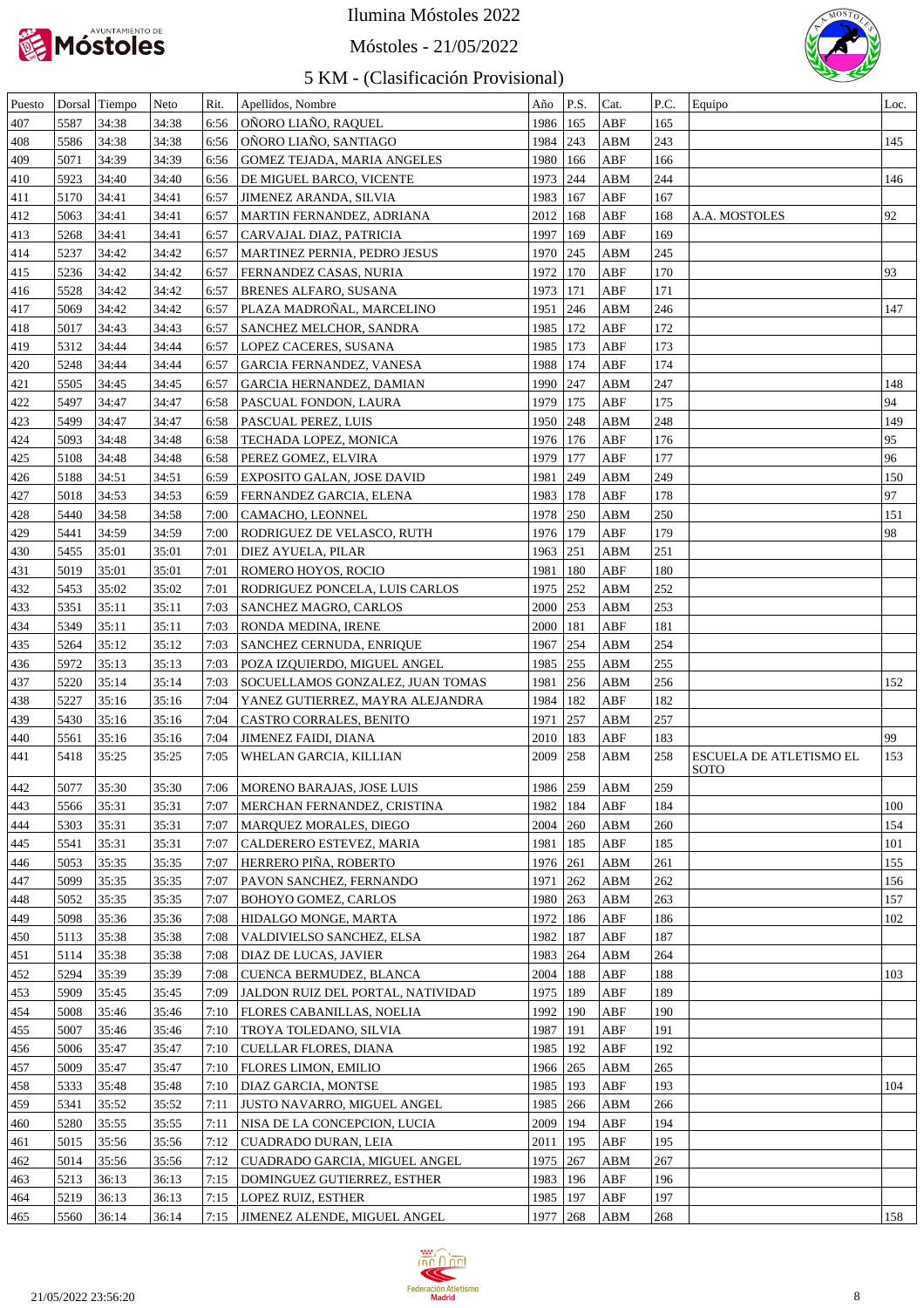# Ilumina Móstoles 2022

## Móstoles - 21/05/2022

### 5 KM - (Clasificación Provisional)

| Puesto | Dorsal | Tiempo | Neto | Rit. | Apellidos, Nombre | Año | P.S. | Cat. | P.C. | Equipo | Loc. |
|---|---|---|---|---|---|---|---|---|---|---|---|
| 407 | 5587 | 34:38 | 34:38 | 6:56 | OÑORO LIAÑO, RAQUEL | 1986 | 165 | ABF | 165 | | |
| 408 | 5586 | 34:38 | 34:38 | 6:56 | OÑORO LIAÑO, SANTIAGO | 1984 | 243 | ABM | 243 | | 145 |
| 409 | 5071 | 34:39 | 34:39 | 6:56 | GOMEZ TEJADA, MARIA ANGELES | 1980 | 166 | ABF | 166 | | |
| 410 | 5923 | 34:40 | 34:40 | 6:56 | DE MIGUEL BARCO, VICENTE | 1973 | 244 | ABM | 244 | | 146 |
| 411 | 5170 | 34:41 | 34:41 | 6:57 | JIMENEZ ARANDA, SILVIA | 1983 | 167 | ABF | 167 | | |
| 412 | 5063 | 34:41 | 34:41 | 6:57 | MARTIN FERNANDEZ, ADRIANA | 2012 | 168 | ABF | 168 | A.A. MOSTOLES | 92 |
| 413 | 5268 | 34:41 | 34:41 | 6:57 | CARVAJAL DIAZ, PATRICIA | 1997 | 169 | ABF | 169 | | |
| 414 | 5237 | 34:42 | 34:42 | 6:57 | MARTINEZ PERNIA, PEDRO JESUS | 1970 | 245 | ABM | 245 | | |
| 415 | 5236 | 34:42 | 34:42 | 6:57 | FERNANDEZ CASAS, NURIA | 1972 | 170 | ABF | 170 | | 93 |
| 416 | 5528 | 34:42 | 34:42 | 6:57 | BRENES ALFARO, SUSANA | 1973 | 171 | ABF | 171 | | |
| 417 | 5069 | 34:42 | 34:42 | 6:57 | PLAZA MADROÑAL, MARCELINO | 1951 | 246 | ABM | 246 | | 147 |
| 418 | 5017 | 34:43 | 34:43 | 6:57 | SANCHEZ MELCHOR, SANDRA | 1985 | 172 | ABF | 172 | | |
| 419 | 5312 | 34:44 | 34:44 | 6:57 | LOPEZ CACERES, SUSANA | 1985 | 173 | ABF | 173 | | |
| 420 | 5248 | 34:44 | 34:44 | 6:57 | GARCIA FERNANDEZ, VANESA | 1988 | 174 | ABF | 174 | | |
| 421 | 5505 | 34:45 | 34:45 | 6:57 | GARCIA HERNANDEZ, DAMIAN | 1990 | 247 | ABM | 247 | | 148 |
| 422 | 5497 | 34:47 | 34:47 | 6:58 | PASCUAL FONDON, LAURA | 1979 | 175 | ABF | 175 | | 94 |
| 423 | 5499 | 34:47 | 34:47 | 6:58 | PASCUAL PEREZ, LUIS | 1950 | 248 | ABM | 248 | | 149 |
| 424 | 5093 | 34:48 | 34:48 | 6:58 | TECHADA LOPEZ, MONICA | 1976 | 176 | ABF | 176 | | 95 |
| 425 | 5108 | 34:48 | 34:48 | 6:58 | PEREZ GOMEZ, ELVIRA | 1979 | 177 | ABF | 177 | | 96 |
| 426 | 5188 | 34:51 | 34:51 | 6:59 | EXPOSITO GALAN, JOSE DAVID | 1981 | 249 | ABM | 249 | | 150 |
| 427 | 5018 | 34:53 | 34:53 | 6:59 | FERNANDEZ GARCIA, ELENA | 1983 | 178 | ABF | 178 | | 97 |
| 428 | 5440 | 34:58 | 34:58 | 7:00 | CAMACHO, LEONNEL | 1978 | 250 | ABM | 250 | | 151 |
| 429 | 5441 | 34:59 | 34:59 | 7:00 | RODRIGUEZ DE VELASCO, RUTH | 1976 | 179 | ABF | 179 | | 98 |
| 430 | 5455 | 35:01 | 35:01 | 7:01 | DIEZ AYUELA, PILAR | 1963 | 251 | ABM | 251 | | |
| 431 | 5019 | 35:01 | 35:01 | 7:01 | ROMERO HOYOS, ROCIO | 1981 | 180 | ABF | 180 | | |
| 432 | 5453 | 35:02 | 35:02 | 7:01 | RODRIGUEZ PONCELA, LUIS CARLOS | 1975 | 252 | ABM | 252 | | |
| 433 | 5351 | 35:11 | 35:11 | 7:03 | SANCHEZ MAGRO, CARLOS | 2000 | 253 | ABM | 253 | | |
| 434 | 5349 | 35:11 | 35:11 | 7:03 | RONDA MEDINA, IRENE | 2000 | 181 | ABF | 181 | | |
| 435 | 5264 | 35:12 | 35:12 | 7:03 | SANCHEZ CERNUDA, ENRIQUE | 1967 | 254 | ABM | 254 | | |
| 436 | 5972 | 35:13 | 35:13 | 7:03 | POZA IZQUIERDO, MIGUEL ANGEL | 1985 | 255 | ABM | 255 | | |
| 437 | 5220 | 35:14 | 35:14 | 7:03 | SOCUELLAMOS GONZALEZ, JUAN TOMAS | 1981 | 256 | ABM | 256 | | 152 |
| 438 | 5227 | 35:16 | 35:16 | 7:04 | YANEZ GUTIERREZ, MAYRA ALEJANDRA | 1984 | 182 | ABF | 182 | | |
| 439 | 5430 | 35:16 | 35:16 | 7:04 | CASTRO CORRALES, BENITO | 1971 | 257 | ABM | 257 | | |
| 440 | 5561 | 35:16 | 35:16 | 7:04 | JIMENEZ FAIDI, DIANA | 2010 | 183 | ABF | 183 | | 99 |
| 441 | 5418 | 35:25 | 35:25 | 7:05 | WHELAN GARCIA, KILLIAN | 2009 | 258 | ABM | 258 | ESCUELA DE ATLETISMO EL SOTO | 153 |
| 442 | 5077 | 35:30 | 35:30 | 7:06 | MORENO BARAJAS, JOSE LUIS | 1986 | 259 | ABM | 259 | | |
| 443 | 5566 | 35:31 | 35:31 | 7:07 | MERCHAN FERNANDEZ, CRISTINA | 1982 | 184 | ABF | 184 | | 100 |
| 444 | 5303 | 35:31 | 35:31 | 7:07 | MARQUEZ MORALES, DIEGO | 2004 | 260 | ABM | 260 | | 154 |
| 445 | 5541 | 35:31 | 35:31 | 7:07 | CALDERERO ESTEVEZ, MARIA | 1981 | 185 | ABF | 185 | | 101 |
| 446 | 5053 | 35:35 | 35:35 | 7:07 | HERRERO PIÑA, ROBERTO | 1976 | 261 | ABM | 261 | | 155 |
| 447 | 5099 | 35:35 | 35:35 | 7:07 | PAVON SANCHEZ, FERNANDO | 1971 | 262 | ABM | 262 | | 156 |
| 448 | 5052 | 35:35 | 35:35 | 7:07 | BOHOYO GOMEZ, CARLOS | 1980 | 263 | ABM | 263 | | 157 |
| 449 | 5098 | 35:36 | 35:36 | 7:08 | HIDALGO MONGE, MARTA | 1972 | 186 | ABF | 186 | | 102 |
| 450 | 5113 | 35:38 | 35:38 | 7:08 | VALDIVIELSO SANCHEZ, ELSA | 1982 | 187 | ABF | 187 | | |
| 451 | 5114 | 35:38 | 35:38 | 7:08 | DIAZ DE LUCAS, JAVIER | 1983 | 264 | ABM | 264 | | |
| 452 | 5294 | 35:39 | 35:39 | 7:08 | CUENCA BERMUDEZ, BLANCA | 2004 | 188 | ABF | 188 | | 103 |
| 453 | 5909 | 35:45 | 35:45 | 7:09 | JALDON RUIZ DEL PORTAL, NATIVIDAD | 1975 | 189 | ABF | 189 | | |
| 454 | 5008 | 35:46 | 35:46 | 7:10 | FLORES CABANILLAS, NOELIA | 1992 | 190 | ABF | 190 | | |
| 455 | 5007 | 35:46 | 35:46 | 7:10 | TROYA TOLEDANO, SILVIA | 1987 | 191 | ABF | 191 | | |
| 456 | 5006 | 35:47 | 35:47 | 7:10 | CUELLAR FLORES, DIANA | 1985 | 192 | ABF | 192 | | |
| 457 | 5009 | 35:47 | 35:47 | 7:10 | FLORES LIMON, EMILIO | 1966 | 265 | ABM | 265 | | |
| 458 | 5333 | 35:48 | 35:48 | 7:10 | DIAZ GARCIA, MONTSE | 1985 | 193 | ABF | 193 | | 104 |
| 459 | 5341 | 35:52 | 35:52 | 7:11 | JUSTO NAVARRO, MIGUEL ANGEL | 1985 | 266 | ABM | 266 | | |
| 460 | 5280 | 35:55 | 35:55 | 7:11 | NISA DE LA CONCEPCION, LUCIA | 2009 | 194 | ABF | 194 | | |
| 461 | 5015 | 35:56 | 35:56 | 7:12 | CUADRADO DURAN, LEIA | 2011 | 195 | ABF | 195 | | |
| 462 | 5014 | 35:56 | 35:56 | 7:12 | CUADRADO GARCIA, MIGUEL ANGEL | 1975 | 267 | ABM | 267 | | |
| 463 | 5213 | 36:13 | 36:13 | 7:15 | DOMINGUEZ GUTIERREZ, ESTHER | 1983 | 196 | ABF | 196 | | |
| 464 | 5219 | 36:13 | 36:13 | 7:15 | LOPEZ RUIZ, ESTHER | 1985 | 197 | ABF | 197 | | |
| 465 | 5560 | 36:14 | 36:14 | 7:15 | JIMENEZ ALENDE, MIGUEL ANGEL | 1977 | 268 | ABM | 268 | | 158 |

21/05/2022 23:56:20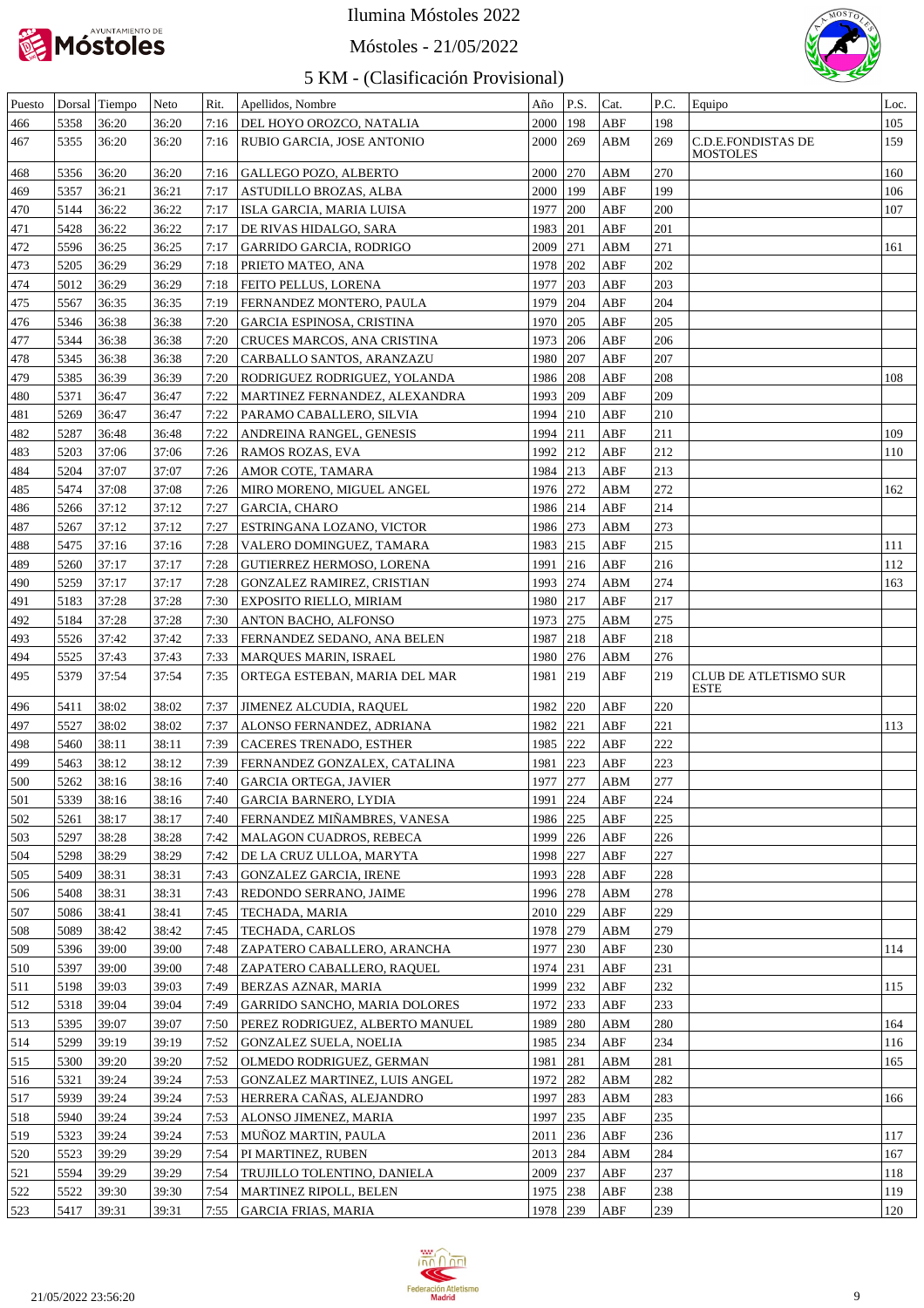# Ilumina Móstoles 2022

## Móstoles - 21/05/2022

## 5 KM - (Clasificación Provisional)

| Puesto | Dorsal | Tiempo | Neto | Rit. | Apellidos, Nombre | Año | P.S. | Cat. | P.C. | Equipo | Loc. |
|---|---|---|---|---|---|---|---|---|---|---|---|
| 466 | 5358 | 36:20 | 36:20 | 7:16 | DEL HOYO OROZCO, NATALIA | 2000 | 198 | ABF | 198 | | 105 |
| 467 | 5355 | 36:20 | 36:20 | 7:16 | RUBIO GARCIA, JOSE ANTONIO | 2000 | 269 | ABM | 269 | C.D.E.FONDISTAS DE MOSTOLES | 159 |
| 468 | 5356 | 36:20 | 36:20 | 7:16 | GALLEGO POZO, ALBERTO | 2000 | 270 | ABM | 270 | | 160 |
| 469 | 5357 | 36:21 | 36:21 | 7:17 | ASTUDILLO BROZAS, ALBA | 2000 | 199 | ABF | 199 | | 106 |
| 470 | 5144 | 36:22 | 36:22 | 7:17 | ISLA GARCIA, MARIA LUISA | 1977 | 200 | ABF | 200 | | 107 |
| 471 | 5428 | 36:22 | 36:22 | 7:17 | DE RIVAS HIDALGO, SARA | 1983 | 201 | ABF | 201 | | |
| 472 | 5596 | 36:25 | 36:25 | 7:17 | GARRIDO GARCIA, RODRIGO | 2009 | 271 | ABM | 271 | | 161 |
| 473 | 5205 | 36:29 | 36:29 | 7:18 | PRIETO MATEO, ANA | 1978 | 202 | ABF | 202 | | |
| 474 | 5012 | 36:29 | 36:29 | 7:18 | FEITO PELLUS, LORENA | 1977 | 203 | ABF | 203 | | |
| 475 | 5567 | 36:35 | 36:35 | 7:19 | FERNANDEZ MONTERO, PAULA | 1979 | 204 | ABF | 204 | | |
| 476 | 5346 | 36:38 | 36:38 | 7:20 | GARCIA ESPINOSA, CRISTINA | 1970 | 205 | ABF | 205 | | |
| 477 | 5344 | 36:38 | 36:38 | 7:20 | CRUCES MARCOS, ANA CRISTINA | 1973 | 206 | ABF | 206 | | |
| 478 | 5345 | 36:38 | 36:38 | 7:20 | CARBALLO SANTOS, ARANZAZU | 1980 | 207 | ABF | 207 | | |
| 479 | 5385 | 36:39 | 36:39 | 7:20 | RODRIGUEZ RODRIGUEZ, YOLANDA | 1986 | 208 | ABF | 208 | | 108 |
| 480 | 5371 | 36:47 | 36:47 | 7:22 | MARTINEZ FERNANDEZ, ALEXANDRA | 1993 | 209 | ABF | 209 | | |
| 481 | 5269 | 36:47 | 36:47 | 7:22 | PARAMO CABALLERO, SILVIA | 1994 | 210 | ABF | 210 | | |
| 482 | 5287 | 36:48 | 36:48 | 7:22 | ANDREINA RANGEL, GENESIS | 1994 | 211 | ABF | 211 | | 109 |
| 483 | 5203 | 37:06 | 37:06 | 7:26 | RAMOS ROZAS, EVA | 1992 | 212 | ABF | 212 | | 110 |
| 484 | 5204 | 37:07 | 37:07 | 7:26 | AMOR COTE, TAMARA | 1984 | 213 | ABF | 213 | | |
| 485 | 5474 | 37:08 | 37:08 | 7:26 | MIRO MORENO, MIGUEL ANGEL | 1976 | 272 | ABM | 272 | | 162 |
| 486 | 5266 | 37:12 | 37:12 | 7:27 | GARCIA, CHARO | 1986 | 214 | ABF | 214 | | |
| 487 | 5267 | 37:12 | 37:12 | 7:27 | ESTRINGANA LOZANO, VICTOR | 1986 | 273 | ABM | 273 | | |
| 488 | 5475 | 37:16 | 37:16 | 7:28 | VALERO DOMINGUEZ, TAMARA | 1983 | 215 | ABF | 215 | | 111 |
| 489 | 5260 | 37:17 | 37:17 | 7:28 | GUTIERREZ HERMOSO, LORENA | 1991 | 216 | ABF | 216 | | 112 |
| 490 | 5259 | 37:17 | 37:17 | 7:28 | GONZALEZ RAMIREZ, CRISTIAN | 1993 | 274 | ABM | 274 | | 163 |
| 491 | 5183 | 37:28 | 37:28 | 7:30 | EXPOSITO RIELLO, MIRIAM | 1980 | 217 | ABF | 217 | | |
| 492 | 5184 | 37:28 | 37:28 | 7:30 | ANTON BACHO, ALFONSO | 1973 | 275 | ABM | 275 | | |
| 493 | 5526 | 37:42 | 37:42 | 7:33 | FERNANDEZ SEDANO, ANA BELEN | 1987 | 218 | ABF | 218 | | |
| 494 | 5525 | 37:43 | 37:43 | 7:33 | MARQUES MARIN, ISRAEL | 1980 | 276 | ABM | 276 | | |
| 495 | 5379 | 37:54 | 37:54 | 7:35 | ORTEGA ESTEBAN, MARIA DEL MAR | 1981 | 219 | ABF | 219 | CLUB DE ATLETISMO SUR ESTE | |
| 496 | 5411 | 38:02 | 38:02 | 7:37 | JIMENEZ ALCUDIA, RAQUEL | 1982 | 220 | ABF | 220 | | |
| 497 | 5527 | 38:02 | 38:02 | 7:37 | ALONSO FERNANDEZ, ADRIANA | 1982 | 221 | ABF | 221 | | 113 |
| 498 | 5460 | 38:11 | 38:11 | 7:39 | CACERES TRENADO, ESTHER | 1985 | 222 | ABF | 222 | | |
| 499 | 5463 | 38:12 | 38:12 | 7:39 | FERNANDEZ GONZALEX, CATALINA | 1981 | 223 | ABF | 223 | | |
| 500 | 5262 | 38:16 | 38:16 | 7:40 | GARCIA ORTEGA, JAVIER | 1977 | 277 | ABM | 277 | | |
| 501 | 5339 | 38:16 | 38:16 | 7:40 | GARCIA BARNERO, LYDIA | 1991 | 224 | ABF | 224 | | |
| 502 | 5261 | 38:17 | 38:17 | 7:40 | FERNANDEZ MIÑAMBRES, VANESA | 1986 | 225 | ABF | 225 | | |
| 503 | 5297 | 38:28 | 38:28 | 7:42 | MALAGON CUADROS, REBECA | 1999 | 226 | ABF | 226 | | |
| 504 | 5298 | 38:29 | 38:29 | 7:42 | DE LA CRUZ ULLOA, MARYTA | 1998 | 227 | ABF | 227 | | |
| 505 | 5409 | 38:31 | 38:31 | 7:43 | GONZALEZ GARCIA, IRENE | 1993 | 228 | ABF | 228 | | |
| 506 | 5408 | 38:31 | 38:31 | 7:43 | REDONDO SERRANO, JAIME | 1996 | 278 | ABM | 278 | | |
| 507 | 5086 | 38:41 | 38:41 | 7:45 | TECHADA, MARIA | 2010 | 229 | ABF | 229 | | |
| 508 | 5089 | 38:42 | 38:42 | 7:45 | TECHADA, CARLOS | 1978 | 279 | ABM | 279 | | |
| 509 | 5396 | 39:00 | 39:00 | 7:48 | ZAPATERO CABALLERO, ARANCHA | 1977 | 230 | ABF | 230 | | 114 |
| 510 | 5397 | 39:00 | 39:00 | 7:48 | ZAPATERO CABALLERO, RAQUEL | 1974 | 231 | ABF | 231 | | |
| 511 | 5198 | 39:03 | 39:03 | 7:49 | BERZAS AZNAR, MARIA | 1999 | 232 | ABF | 232 | | 115 |
| 512 | 5318 | 39:04 | 39:04 | 7:49 | GARRIDO SANCHO, MARIA DOLORES | 1972 | 233 | ABF | 233 | | |
| 513 | 5395 | 39:07 | 39:07 | 7:50 | PEREZ RODRIGUEZ, ALBERTO MANUEL | 1989 | 280 | ABM | 280 | | 164 |
| 514 | 5299 | 39:19 | 39:19 | 7:52 | GONZALEZ SUELA, NOELIA | 1985 | 234 | ABF | 234 | | 116 |
| 515 | 5300 | 39:20 | 39:20 | 7:52 | OLMEDO RODRIGUEZ, GERMAN | 1981 | 281 | ABM | 281 | | 165 |
| 516 | 5321 | 39:24 | 39:24 | 7:53 | GONZALEZ MARTINEZ, LUIS ANGEL | 1972 | 282 | ABM | 282 | | |
| 517 | 5939 | 39:24 | 39:24 | 7:53 | HERRERA CAÑAS, ALEJANDRO | 1997 | 283 | ABM | 283 | | 166 |
| 518 | 5940 | 39:24 | 39:24 | 7:53 | ALONSO JIMENEZ, MARIA | 1997 | 235 | ABF | 235 | | |
| 519 | 5323 | 39:24 | 39:24 | 7:53 | MUÑOZ MARTIN, PAULA | 2011 | 236 | ABF | 236 | | 117 |
| 520 | 5523 | 39:29 | 39:29 | 7:54 | PI MARTINEZ, RUBEN | 2013 | 284 | ABM | 284 | | 167 |
| 521 | 5594 | 39:29 | 39:29 | 7:54 | TRUJILLO TOLENTINO, DANIELA | 2009 | 237 | ABF | 237 | | 118 |
| 522 | 5522 | 39:30 | 39:30 | 7:54 | MARTINEZ RIPOLL, BELEN | 1975 | 238 | ABF | 238 | | 119 |
| 523 | 5417 | 39:31 | 39:31 | 7:55 | GARCIA FRIAS, MARIA | 1978 | 239 | ABF | 239 | | 120 |

21/05/2022 23:56:20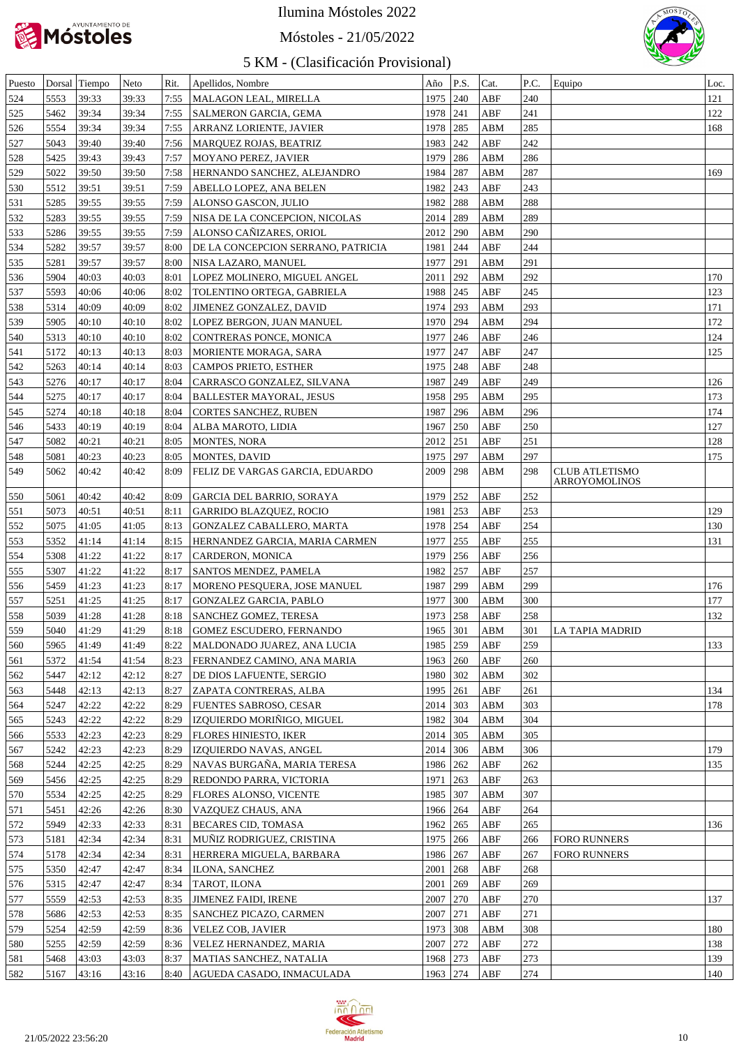# Ilumina Móstoles 2022

## Móstoles - 21/05/2022

### 5 KM - (Clasificación Provisional)

| Puesto | Dorsal | Tiempo | Neto | Rit. | Apellidos, Nombre | Año | P.S. | Cat. | P.C. | Equipo | Loc. |
|---|---|---|---|---|---|---|---|---|---|---|---|
| 524 | 5553 | 39:33 | 39:33 | 7:55 | MALAGON LEAL, MIRELLA | 1975 | 240 | ABF | 240 | | 121 |
| 525 | 5462 | 39:34 | 39:34 | 7:55 | SALMERON GARCIA, GEMA | 1978 | 241 | ABF | 241 | | 122 |
| 526 | 5554 | 39:34 | 39:34 | 7:55 | ARRANZ LORIENTE, JAVIER | 1978 | 285 | ABM | 285 | | 168 |
| 527 | 5043 | 39:40 | 39:40 | 7:56 | MARQUEZ ROJAS, BEATRIZ | 1983 | 242 | ABF | 242 | | |
| 528 | 5425 | 39:43 | 39:43 | 7:57 | MOYANO PEREZ, JAVIER | 1979 | 286 | ABM | 286 | | |
| 529 | 5022 | 39:50 | 39:50 | 7:58 | HERNANDO SANCHEZ, ALEJANDRO | 1984 | 287 | ABM | 287 | | 169 |
| 530 | 5512 | 39:51 | 39:51 | 7:59 | ABELLO LOPEZ, ANA BELEN | 1982 | 243 | ABF | 243 | | |
| 531 | 5285 | 39:55 | 39:55 | 7:59 | ALONSO GASCON, JULIO | 1982 | 288 | ABM | 288 | | |
| 532 | 5283 | 39:55 | 39:55 | 7:59 | NISA DE LA CONCEPCION, NICOLAS | 2014 | 289 | ABM | 289 | | |
| 533 | 5286 | 39:55 | 39:55 | 7:59 | ALONSO CAÑIZARES, ORIOL | 2012 | 290 | ABM | 290 | | |
| 534 | 5282 | 39:57 | 39:57 | 8:00 | DE LA CONCEPCION SERRANO, PATRICIA | 1981 | 244 | ABF | 244 | | |
| 535 | 5281 | 39:57 | 39:57 | 8:00 | NISA LAZARO, MANUEL | 1977 | 291 | ABM | 291 | | |
| 536 | 5904 | 40:03 | 40:03 | 8:01 | LOPEZ MOLINERO, MIGUEL ANGEL | 2011 | 292 | ABM | 292 | | 170 |
| 537 | 5593 | 40:06 | 40:06 | 8:02 | TOLENTINO ORTEGA, GABRIELA | 1988 | 245 | ABF | 245 | | 123 |
| 538 | 5314 | 40:09 | 40:09 | 8:02 | JIMENEZ GONZALEZ, DAVID | 1974 | 293 | ABM | 293 | | 171 |
| 539 | 5905 | 40:10 | 40:10 | 8:02 | LOPEZ BERGON, JUAN MANUEL | 1970 | 294 | ABM | 294 | | 172 |
| 540 | 5313 | 40:10 | 40:10 | 8:02 | CONTRERAS PONCE, MONICA | 1977 | 246 | ABF | 246 | | 124 |
| 541 | 5172 | 40:13 | 40:13 | 8:03 | MORIENTE MORAGA, SARA | 1977 | 247 | ABF | 247 | | 125 |
| 542 | 5263 | 40:14 | 40:14 | 8:03 | CAMPOS PRIETO, ESTHER | 1975 | 248 | ABF | 248 | | |
| 543 | 5276 | 40:17 | 40:17 | 8:04 | CARRASCO GONZALEZ, SILVANA | 1987 | 249 | ABF | 249 | | 126 |
| 544 | 5275 | 40:17 | 40:17 | 8:04 | BALLESTER MAYORAL, JESUS | 1958 | 295 | ABM | 295 | | 173 |
| 545 | 5274 | 40:18 | 40:18 | 8:04 | CORTES SANCHEZ, RUBEN | 1987 | 296 | ABM | 296 | | 174 |
| 546 | 5433 | 40:19 | 40:19 | 8:04 | ALBA MAROTO, LIDIA | 1967 | 250 | ABF | 250 | | 127 |
| 547 | 5082 | 40:21 | 40:21 | 8:05 | MONTES, NORA | 2012 | 251 | ABF | 251 | | 128 |
| 548 | 5081 | 40:23 | 40:23 | 8:05 | MONTES, DAVID | 1975 | 297 | ABM | 297 | | 175 |
| 549 | 5062 | 40:42 | 40:42 | 8:09 | FELIZ DE VARGAS GARCIA, EDUARDO | 2009 | 298 | ABM | 298 | CLUB ATLETISMO ARROYOMOLINOS | |
| 550 | 5061 | 40:42 | 40:42 | 8:09 | GARCIA DEL BARRIO, SORAYA | 1979 | 252 | ABF | 252 | | |
| 551 | 5073 | 40:51 | 40:51 | 8:11 | GARRIDO BLAZQUEZ, ROCIO | 1981 | 253 | ABF | 253 | | 129 |
| 552 | 5075 | 41:05 | 41:05 | 8:13 | GONZALEZ CABALLERO, MARTA | 1978 | 254 | ABF | 254 | | 130 |
| 553 | 5352 | 41:14 | 41:14 | 8:15 | HERNANDEZ GARCIA, MARIA CARMEN | 1977 | 255 | ABF | 255 | | 131 |
| 554 | 5308 | 41:22 | 41:22 | 8:17 | CARDERON, MONICA | 1979 | 256 | ABF | 256 | | |
| 555 | 5307 | 41:22 | 41:22 | 8:17 | SANTOS MENDEZ, PAMELA | 1982 | 257 | ABF | 257 | | |
| 556 | 5459 | 41:23 | 41:23 | 8:17 | MORENO PESQUERA, JOSE MANUEL | 1987 | 299 | ABM | 299 | | 176 |
| 557 | 5251 | 41:25 | 41:25 | 8:17 | GONZALEZ GARCIA, PABLO | 1977 | 300 | ABM | 300 | | 177 |
| 558 | 5039 | 41:28 | 41:28 | 8:18 | SANCHEZ GOMEZ, TERESA | 1973 | 258 | ABF | 258 | | 132 |
| 559 | 5040 | 41:29 | 41:29 | 8:18 | GOMEZ ESCUDERO, FERNANDO | 1965 | 301 | ABM | 301 | LA TAPIA MADRID | |
| 560 | 5965 | 41:49 | 41:49 | 8:22 | MALDONADO JUAREZ, ANA LUCIA | 1985 | 259 | ABF | 259 | | 133 |
| 561 | 5372 | 41:54 | 41:54 | 8:23 | FERNANDEZ CAMINO, ANA MARIA | 1963 | 260 | ABF | 260 | | |
| 562 | 5447 | 42:12 | 42:12 | 8:27 | DE DIOS LAFUENTE, SERGIO | 1980 | 302 | ABM | 302 | | |
| 563 | 5448 | 42:13 | 42:13 | 8:27 | ZAPATA CONTRERAS, ALBA | 1995 | 261 | ABF | 261 | | 134 |
| 564 | 5247 | 42:22 | 42:22 | 8:29 | FUENTES SABROSO, CESAR | 2014 | 303 | ABM | 303 | | 178 |
| 565 | 5243 | 42:22 | 42:22 | 8:29 | IZQUIERDO MORIÑIGO, MIGUEL | 1982 | 304 | ABM | 304 | | |
| 566 | 5533 | 42:23 | 42:23 | 8:29 | FLORES HINIESTO, IKER | 2014 | 305 | ABM | 305 | | |
| 567 | 5242 | 42:23 | 42:23 | 8:29 | IZQUIERDO NAVAS, ANGEL | 2014 | 306 | ABM | 306 | | 179 |
| 568 | 5244 | 42:25 | 42:25 | 8:29 | NAVAS BURGAÑA, MARIA TERESA | 1986 | 262 | ABF | 262 | | 135 |
| 569 | 5456 | 42:25 | 42:25 | 8:29 | REDONDO PARRA, VICTORIA | 1971 | 263 | ABF | 263 | | |
| 570 | 5534 | 42:25 | 42:25 | 8:29 | FLORES ALONSO, VICENTE | 1985 | 307 | ABM | 307 | | |
| 571 | 5451 | 42:26 | 42:26 | 8:30 | VAZQUEZ CHAUS, ANA | 1966 | 264 | ABF | 264 | | |
| 572 | 5949 | 42:33 | 42:33 | 8:31 | BECARES CID, TOMASA | 1962 | 265 | ABF | 265 | | 136 |
| 573 | 5181 | 42:34 | 42:34 | 8:31 | MUÑIZ RODRIGUEZ, CRISTINA | 1975 | 266 | ABF | 266 | FORO RUNNERS | |
| 574 | 5178 | 42:34 | 42:34 | 8:31 | HERRERA MIGUELA, BARBARA | 1986 | 267 | ABF | 267 | FORO RUNNERS | |
| 575 | 5350 | 42:47 | 42:47 | 8:34 | ILONA, SANCHEZ | 2001 | 268 | ABF | 268 | | |
| 576 | 5315 | 42:47 | 42:47 | 8:34 | TAROT, ILONA | 2001 | 269 | ABF | 269 | | |
| 577 | 5559 | 42:53 | 42:53 | 8:35 | JIMENEZ FAIDI, IRENE | 2007 | 270 | ABF | 270 | | 137 |
| 578 | 5686 | 42:53 | 42:53 | 8:35 | SANCHEZ PICAZO, CARMEN | 2007 | 271 | ABF | 271 | | |
| 579 | 5254 | 42:59 | 42:59 | 8:36 | VELEZ COB, JAVIER | 1973 | 308 | ABM | 308 | | 180 |
| 580 | 5255 | 42:59 | 42:59 | 8:36 | VELEZ HERNANDEZ, MARIA | 2007 | 272 | ABF | 272 | | 138 |
| 581 | 5468 | 43:03 | 43:03 | 8:37 | MATIAS SANCHEZ, NATALIA | 1968 | 273 | ABF | 273 | | 139 |
| 582 | 5167 | 43:16 | 43:16 | 8:40 | AGUEDA CASADO, INMACULADA | 1963 | 274 | ABF | 274 | | 140 |

21/05/2022 23:56:20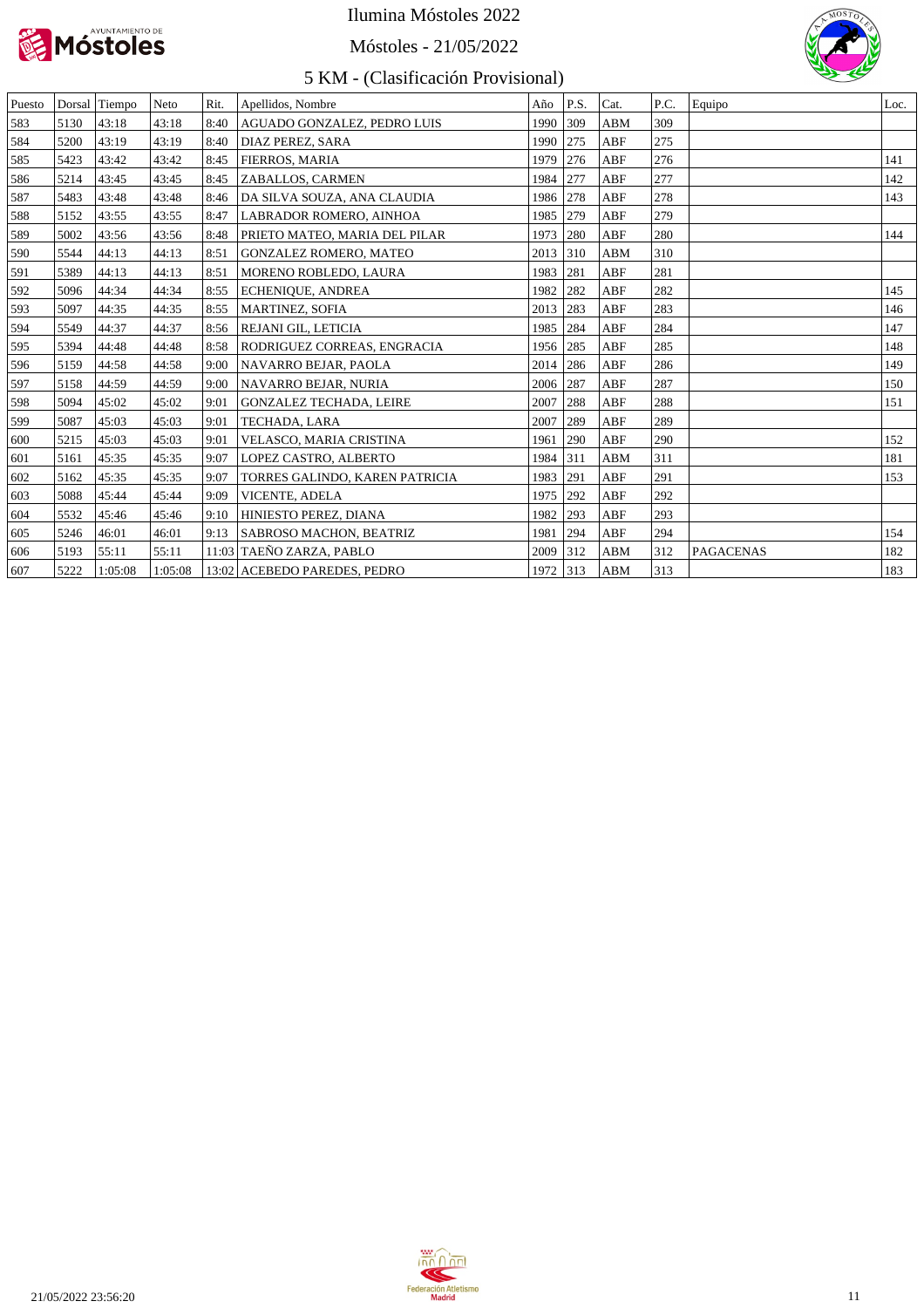# Ilumina Móstoles 2022

Móstoles - 21/05/2022

## 5 KM - (Clasificación Provisional)

| Puesto | Dorsal | Tiempo | Neto | Rit. | Apellidos, Nombre | Año | P.S. | Cat. | P.C. | Equipo | Loc. |
|---|---|---|---|---|---|---|---|---|---|---|---|
| 583 | 5130 | 43:18 | 43:18 | 8:40 | AGUADO GONZALEZ, PEDRO LUIS | 1990 | 309 | ABM | 309 | | |
| 584 | 5200 | 43:19 | 43:19 | 8:40 | DIAZ PEREZ, SARA | 1990 | 275 | ABF | 275 | | |
| 585 | 5423 | 43:42 | 43:42 | 8:45 | FIERROS, MARIA | 1979 | 276 | ABF | 276 | | 141 |
| 586 | 5214 | 43:45 | 43:45 | 8:45 | ZABALLOS, CARMEN | 1984 | 277 | ABF | 277 | | 142 |
| 587 | 5483 | 43:48 | 43:48 | 8:46 | DA SILVA SOUZA, ANA CLAUDIA | 1986 | 278 | ABF | 278 | | 143 |
| 588 | 5152 | 43:55 | 43:55 | 8:47 | LABRADOR ROMERO, AINHOA | 1985 | 279 | ABF | 279 | | |
| 589 | 5002 | 43:56 | 43:56 | 8:48 | PRIETO MATEO, MARIA DEL PILAR | 1973 | 280 | ABF | 280 | | 144 |
| 590 | 5544 | 44:13 | 44:13 | 8:51 | GONZALEZ ROMERO, MATEO | 2013 | 310 | ABM | 310 | | |
| 591 | 5389 | 44:13 | 44:13 | 8:51 | MORENO ROBLEDO, LAURA | 1983 | 281 | ABF | 281 | | |
| 592 | 5096 | 44:34 | 44:34 | 8:55 | ECHENIQUE, ANDREA | 1982 | 282 | ABF | 282 | | 145 |
| 593 | 5097 | 44:35 | 44:35 | 8:55 | MARTINEZ, SOFIA | 2013 | 283 | ABF | 283 | | 146 |
| 594 | 5549 | 44:37 | 44:37 | 8:56 | REJANI GIL, LETICIA | 1985 | 284 | ABF | 284 | | 147 |
| 595 | 5394 | 44:48 | 44:48 | 8:58 | RODRIGUEZ CORREAS, ENGRACIA | 1956 | 285 | ABF | 285 | | 148 |
| 596 | 5159 | 44:58 | 44:58 | 9:00 | NAVARRO BEJAR, PAOLA | 2014 | 286 | ABF | 286 | | 149 |
| 597 | 5158 | 44:59 | 44:59 | 9:00 | NAVARRO BEJAR, NURIA | 2006 | 287 | ABF | 287 | | 150 |
| 598 | 5094 | 45:02 | 45:02 | 9:01 | GONZALEZ TECHADA, LEIRE | 2007 | 288 | ABF | 288 | | 151 |
| 599 | 5087 | 45:03 | 45:03 | 9:01 | TECHADA, LARA | 2007 | 289 | ABF | 289 | | |
| 600 | 5215 | 45:03 | 45:03 | 9:01 | VELASCO, MARIA CRISTINA | 1961 | 290 | ABF | 290 | | 152 |
| 601 | 5161 | 45:35 | 45:35 | 9:07 | LOPEZ CASTRO, ALBERTO | 1984 | 311 | ABM | 311 | | 181 |
| 602 | 5162 | 45:35 | 45:35 | 9:07 | TORRES GALINDO, KAREN PATRICIA | 1983 | 291 | ABF | 291 | | 153 |
| 603 | 5088 | 45:44 | 45:44 | 9:09 | VICENTE, ADELA | 1975 | 292 | ABF | 292 | | |
| 604 | 5532 | 45:46 | 45:46 | 9:10 | HINIESTO PEREZ, DIANA | 1982 | 293 | ABF | 293 | | |
| 605 | 5246 | 46:01 | 46:01 | 9:13 | SABROSO MACHON, BEATRIZ | 1981 | 294 | ABF | 294 | | 154 |
| 606 | 5193 | 55:11 | 55:11 | 11:03 | TAEÑO ZARZA, PABLO | 2009 | 312 | ABM | 312 | PAGACENAS | 182 |
| 607 | 5222 | 1:05:08 | 1:05:08 | 13:02 | ACEBEDO PAREDES, PEDRO | 1972 | 313 | ABM | 313 | | 183 |

21/05/2022 23:56:20